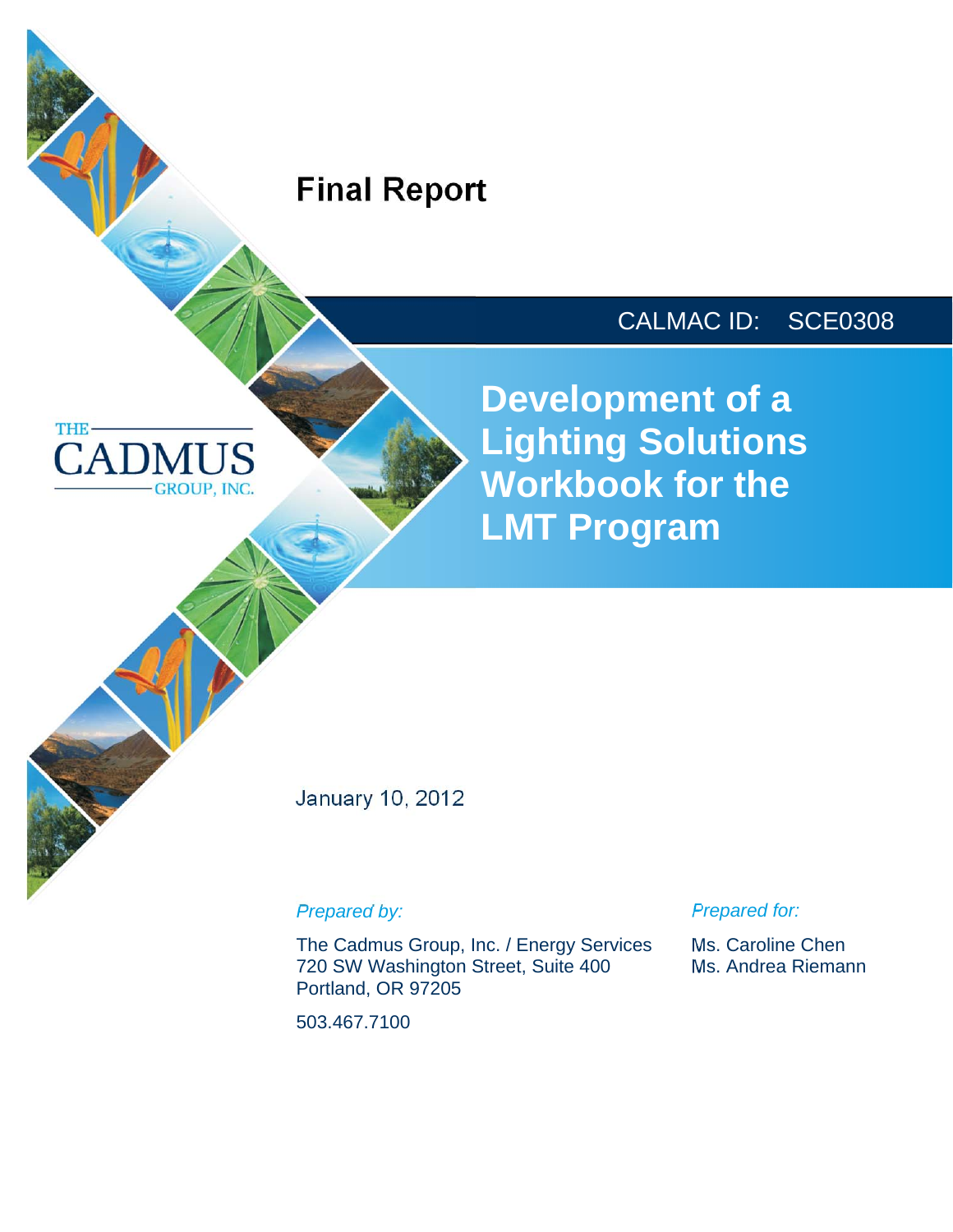THE CADMUS GROUP, INC.

# Final Report

CALMAC ID: SCE0308

# Development of a Lighting Solutions Workbook for the LMT Program

January 10, 2012

*Prepared by:*

The Cadmus Group, Inc. / Energy Services
720 SW Washington Street, Suite 400
Portland, OR 97205

503.467.7100

*Prepared for:*

Ms. Caroline Chen
Ms. Andrea Riemann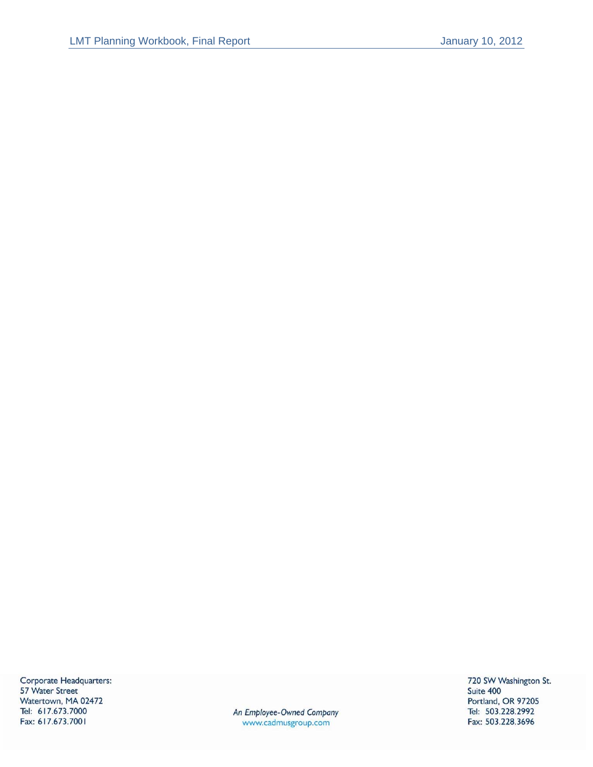Corporate Headquarters:
57 Water Street
Watertown, MA 02472
Tel: 617.673.7000
Fax: 617.673.7001

*An Employee-Owned Company*
www.cadmusgroup.com

720 SW Washington St.
Suite 400
Portland, OR 97205
Tel: 503.228.2992
Fax: 503.228.3696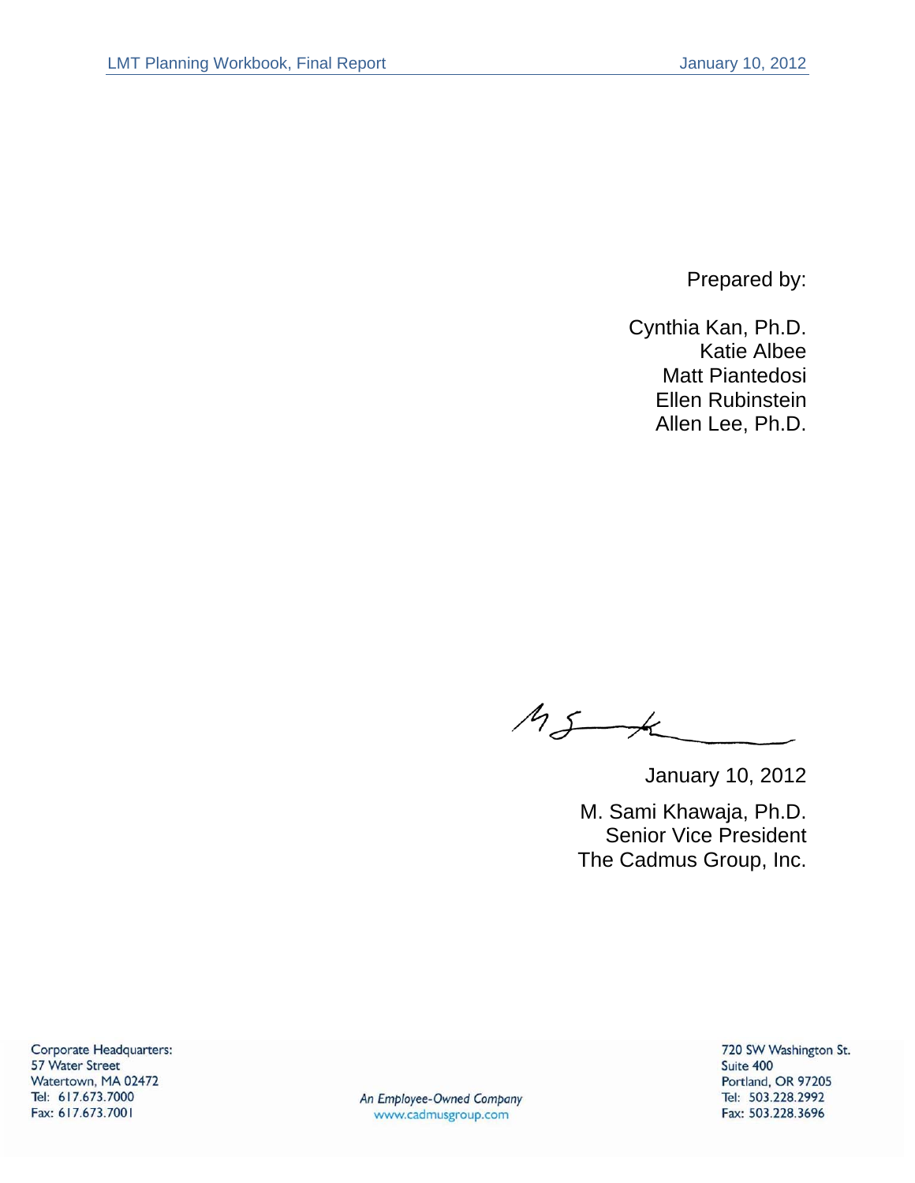Prepared by:

Cynthia Kan, Ph.D.
Katie Albee
Matt Piantedosi
Ellen Rubinstein
Allen Lee, Ph.D.

January 10, 2012

M. Sami Khawaja, Ph.D.
Senior Vice President
The Cadmus Group, Inc.

Corporate Headquarters:
57 Water Street
Watertown, MA 02472
Tel: 617.673.7000
Fax: 617.673.7001

An Employee-Owned Company
www.cadmusgroup.com

720 SW Washington St.
Suite 400
Portland, OR 97205
Tel: 503.228.2992
Fax: 503.228.3696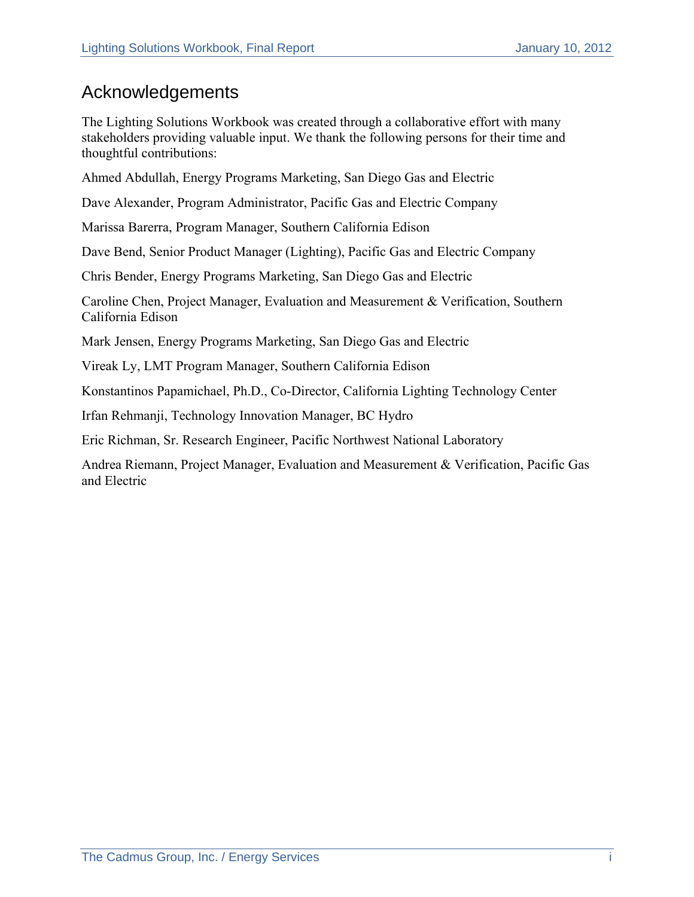# Acknowledgements

The Lighting Solutions Workbook was created through a collaborative effort with many stakeholders providing valuable input. We thank the following persons for their time and thoughtful contributions:

Ahmed Abdullah, Energy Programs Marketing, San Diego Gas and Electric

Dave Alexander, Program Administrator, Pacific Gas and Electric Company

Marissa Barerra, Program Manager, Southern California Edison

Dave Bend, Senior Product Manager (Lighting), Pacific Gas and Electric Company

Chris Bender, Energy Programs Marketing, San Diego Gas and Electric

Caroline Chen, Project Manager, Evaluation and Measurement & Verification, Southern California Edison

Mark Jensen, Energy Programs Marketing, San Diego Gas and Electric

Vireak Ly, LMT Program Manager, Southern California Edison

Konstantinos Papamichael, Ph.D., Co-Director, California Lighting Technology Center

Irfan Rehmanji, Technology Innovation Manager, BC Hydro

Eric Richman, Sr. Research Engineer, Pacific Northwest National Laboratory

Andrea Riemann, Project Manager, Evaluation and Measurement & Verification, Pacific Gas and Electric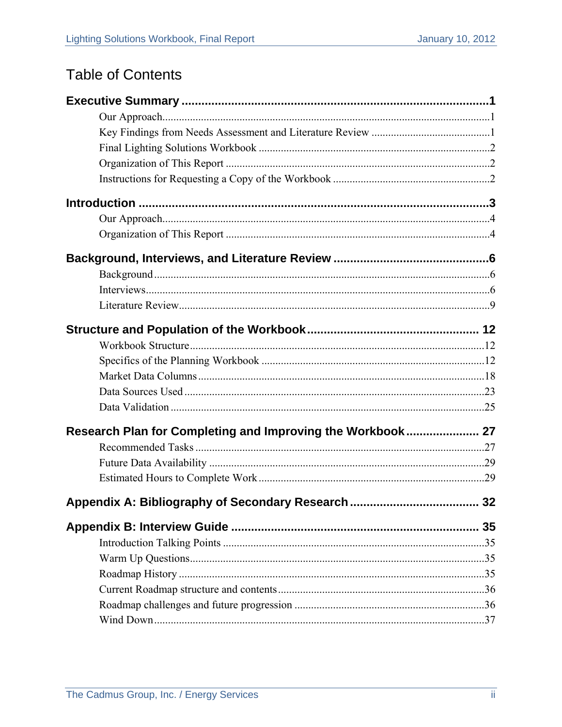# Table of Contents

**Executive Summary** .......................................................................... **1**

- Our Approach...................................................................................................1
- Key Findings from Needs Assessment and Literature Review ...........................................1
- Final Lighting Solutions Workbook ...................................................................2
- Organization of This Report ...............................................................................2
- Instructions for Requesting a Copy of the Workbook ........................................................2

**Introduction** .......................................................................................... **3**

- Our Approach...................................................................................................4
- Organization of This Report ...............................................................................4

**Background, Interviews, and Literature Review** ............................................. **6**

- Background ......................................................................................................6
- Interviews.........................................................................................................6
- Literature Review...............................................................................................9

**Structure and Population of the Workbook** .................................................... **12**

- Workbook Structure..........................................................................................12
- Specifics of the Planning Workbook ................................................................12
- Market Data Columns .......................................................................................18
- Data Sources Used ............................................................................................23
- Data Validation .................................................................................................25

**Research Plan for Completing and Improving the Workbook** ......................... **27**

- Recommended Tasks ........................................................................................27
- Future Data Availability ...................................................................................29
- Estimated Hours to Complete Work .................................................................29

**Appendix A: Bibliography of Secondary Research** ........................................ **32**

**Appendix B: Interview Guide** .......................................................................... **35**

- Introduction Talking Points ..............................................................................35
- Warm Up Questions..........................................................................................35
- Roadmap History ...............................................................................................35
- Current Roadmap structure and contents ..........................................................36
- Roadmap challenges and future progression ....................................................36
- Wind Down.......................................................................................................37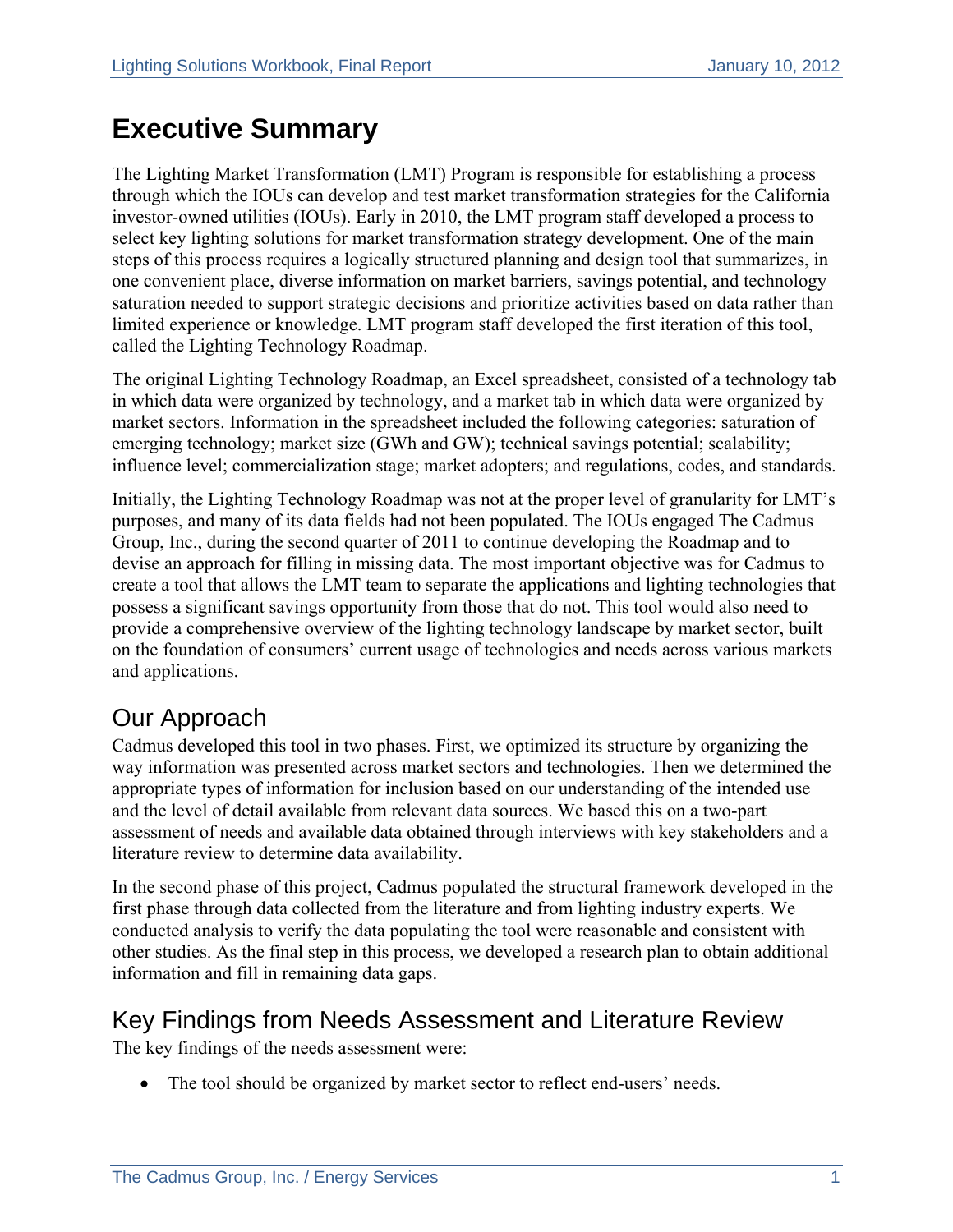# Executive Summary

The Lighting Market Transformation (LMT) Program is responsible for establishing a process through which the IOUs can develop and test market transformation strategies for the California investor-owned utilities (IOUs). Early in 2010, the LMT program staff developed a process to select key lighting solutions for market transformation strategy development. One of the main steps of this process requires a logically structured planning and design tool that summarizes, in one convenient place, diverse information on market barriers, savings potential, and technology saturation needed to support strategic decisions and prioritize activities based on data rather than limited experience or knowledge. LMT program staff developed the first iteration of this tool, called the Lighting Technology Roadmap.

The original Lighting Technology Roadmap, an Excel spreadsheet, consisted of a technology tab in which data were organized by technology, and a market tab in which data were organized by market sectors. Information in the spreadsheet included the following categories: saturation of emerging technology; market size (GWh and GW); technical savings potential; scalability; influence level; commercialization stage; market adopters; and regulations, codes, and standards.

Initially, the Lighting Technology Roadmap was not at the proper level of granularity for LMT's purposes, and many of its data fields had not been populated. The IOUs engaged The Cadmus Group, Inc., during the second quarter of 2011 to continue developing the Roadmap and to devise an approach for filling in missing data. The most important objective was for Cadmus to create a tool that allows the LMT team to separate the applications and lighting technologies that possess a significant savings opportunity from those that do not. This tool would also need to provide a comprehensive overview of the lighting technology landscape by market sector, built on the foundation of consumers' current usage of technologies and needs across various markets and applications.

## Our Approach

Cadmus developed this tool in two phases. First, we optimized its structure by organizing the way information was presented across market sectors and technologies. Then we determined the appropriate types of information for inclusion based on our understanding of the intended use and the level of detail available from relevant data sources. We based this on a two-part assessment of needs and available data obtained through interviews with key stakeholders and a literature review to determine data availability.

In the second phase of this project, Cadmus populated the structural framework developed in the first phase through data collected from the literature and from lighting industry experts. We conducted analysis to verify the data populating the tool were reasonable and consistent with other studies. As the final step in this process, we developed a research plan to obtain additional information and fill in remaining data gaps.

## Key Findings from Needs Assessment and Literature Review

The key findings of the needs assessment were:

- The tool should be organized by market sector to reflect end-users' needs.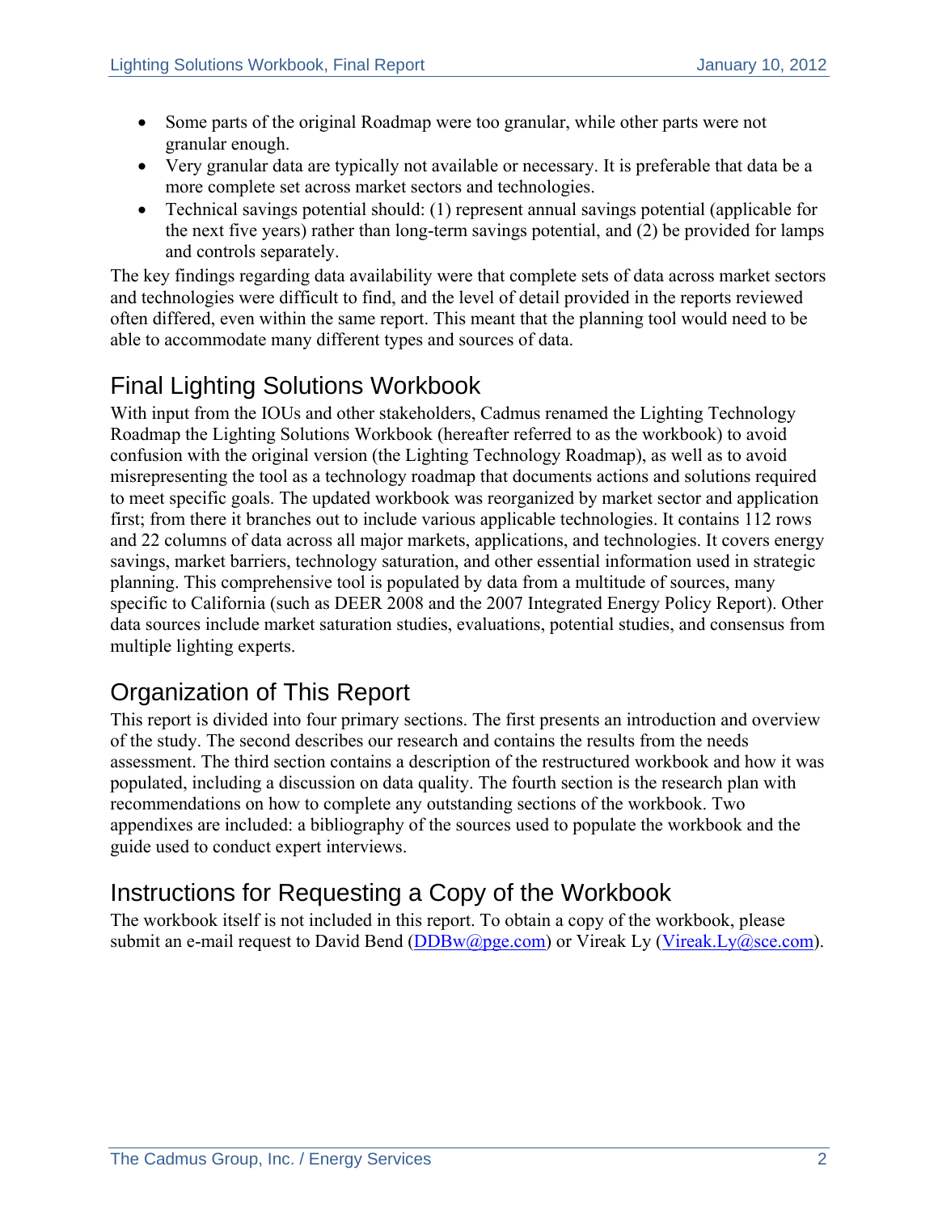- Some parts of the original Roadmap were too granular, while other parts were not granular enough.
- Very granular data are typically not available or necessary. It is preferable that data be a more complete set across market sectors and technologies.
- Technical savings potential should: (1) represent annual savings potential (applicable for the next five years) rather than long-term savings potential, and (2) be provided for lamps and controls separately.

The key findings regarding data availability were that complete sets of data across market sectors and technologies were difficult to find, and the level of detail provided in the reports reviewed often differed, even within the same report. This meant that the planning tool would need to be able to accommodate many different types and sources of data.

## Final Lighting Solutions Workbook

With input from the IOUs and other stakeholders, Cadmus renamed the Lighting Technology Roadmap the Lighting Solutions Workbook (hereafter referred to as the workbook) to avoid confusion with the original version (the Lighting Technology Roadmap), as well as to avoid misrepresenting the tool as a technology roadmap that documents actions and solutions required to meet specific goals. The updated workbook was reorganized by market sector and application first; from there it branches out to include various applicable technologies. It contains 112 rows and 22 columns of data across all major markets, applications, and technologies. It covers energy savings, market barriers, technology saturation, and other essential information used in strategic planning. This comprehensive tool is populated by data from a multitude of sources, many specific to California (such as DEER 2008 and the 2007 Integrated Energy Policy Report). Other data sources include market saturation studies, evaluations, potential studies, and consensus from multiple lighting experts.

## Organization of This Report

This report is divided into four primary sections. The first presents an introduction and overview of the study. The second describes our research and contains the results from the needs assessment. The third section contains a description of the restructured workbook and how it was populated, including a discussion on data quality. The fourth section is the research plan with recommendations on how to complete any outstanding sections of the workbook. Two appendixes are included: a bibliography of the sources used to populate the workbook and the guide used to conduct expert interviews.

## Instructions for Requesting a Copy of the Workbook

The workbook itself is not included in this report. To obtain a copy of the workbook, please submit an e-mail request to David Bend (DDBw@pge.com) or Vireak Ly (Vireak.Ly@sce.com).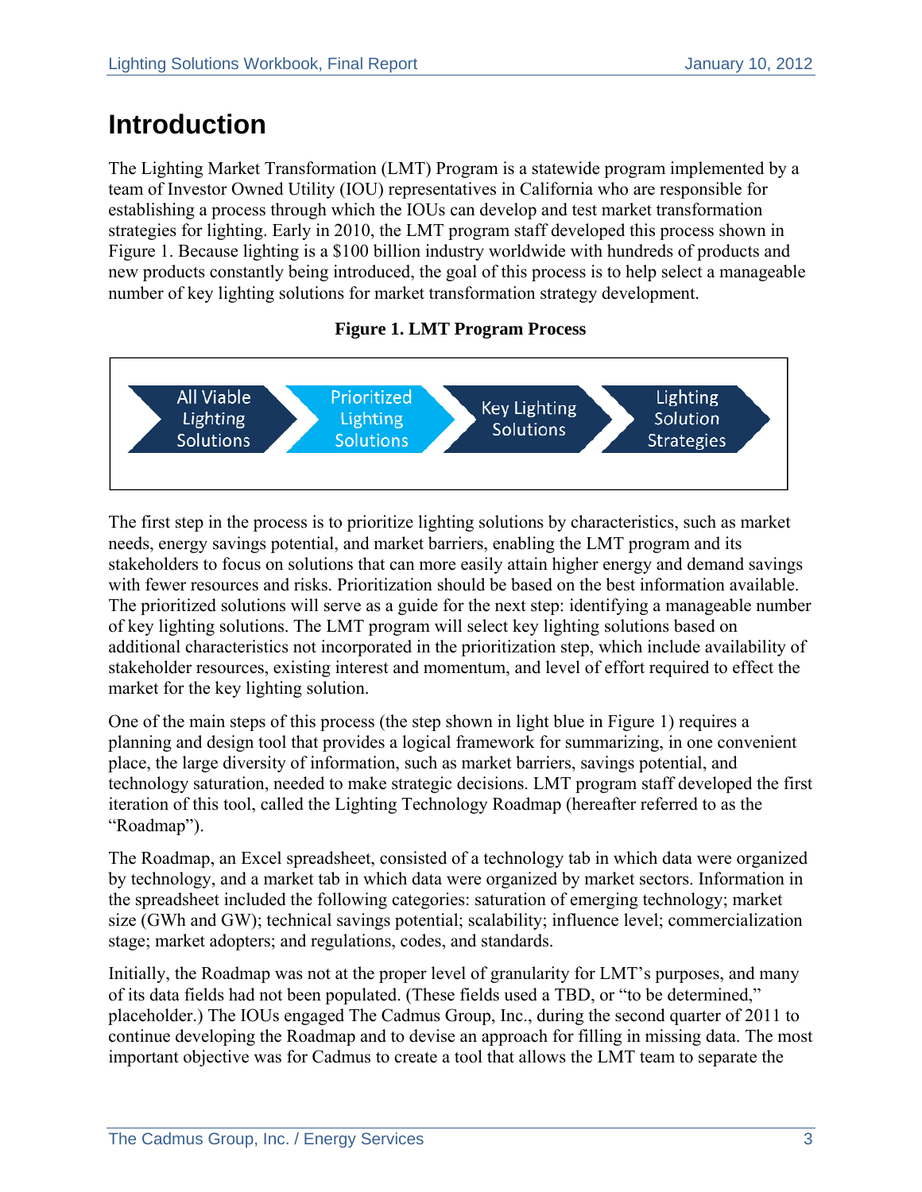# Introduction

The Lighting Market Transformation (LMT) Program is a statewide program implemented by a team of Investor Owned Utility (IOU) representatives in California who are responsible for establishing a process through which the IOUs can develop and test market transformation strategies for lighting. Early in 2010, the LMT program staff developed this process shown in Figure 1. Because lighting is a $100 billion industry worldwide with hundreds of products and new products constantly being introduced, the goal of this process is to help select a manageable number of key lighting solutions for market transformation strategy development.

**Figure 1. LMT Program Process**

All Viable Lighting Solutions → Prioritized Lighting Solutions → Key Lighting Solutions → Lighting Solution Strategies

The first step in the process is to prioritize lighting solutions by characteristics, such as market needs, energy savings potential, and market barriers, enabling the LMT program and its stakeholders to focus on solutions that can more easily attain higher energy and demand savings with fewer resources and risks. Prioritization should be based on the best information available. The prioritized solutions will serve as a guide for the next step: identifying a manageable number of key lighting solutions. The LMT program will select key lighting solutions based on additional characteristics not incorporated in the prioritization step, which include availability of stakeholder resources, existing interest and momentum, and level of effort required to effect the market for the key lighting solution.

One of the main steps of this process (the step shown in light blue in Figure 1) requires a planning and design tool that provides a logical framework for summarizing, in one convenient place, the large diversity of information, such as market barriers, savings potential, and technology saturation, needed to make strategic decisions. LMT program staff developed the first iteration of this tool, called the Lighting Technology Roadmap (hereafter referred to as the "Roadmap").

The Roadmap, an Excel spreadsheet, consisted of a technology tab in which data were organized by technology, and a market tab in which data were organized by market sectors. Information in the spreadsheet included the following categories: saturation of emerging technology; market size (GWh and GW); technical savings potential; scalability; influence level; commercialization stage; market adopters; and regulations, codes, and standards.

Initially, the Roadmap was not at the proper level of granularity for LMT's purposes, and many of its data fields had not been populated. (These fields used a TBD, or "to be determined," placeholder.) The IOUs engaged The Cadmus Group, Inc., during the second quarter of 2011 to continue developing the Roadmap and to devise an approach for filling in missing data. The most important objective was for Cadmus to create a tool that allows the LMT team to separate the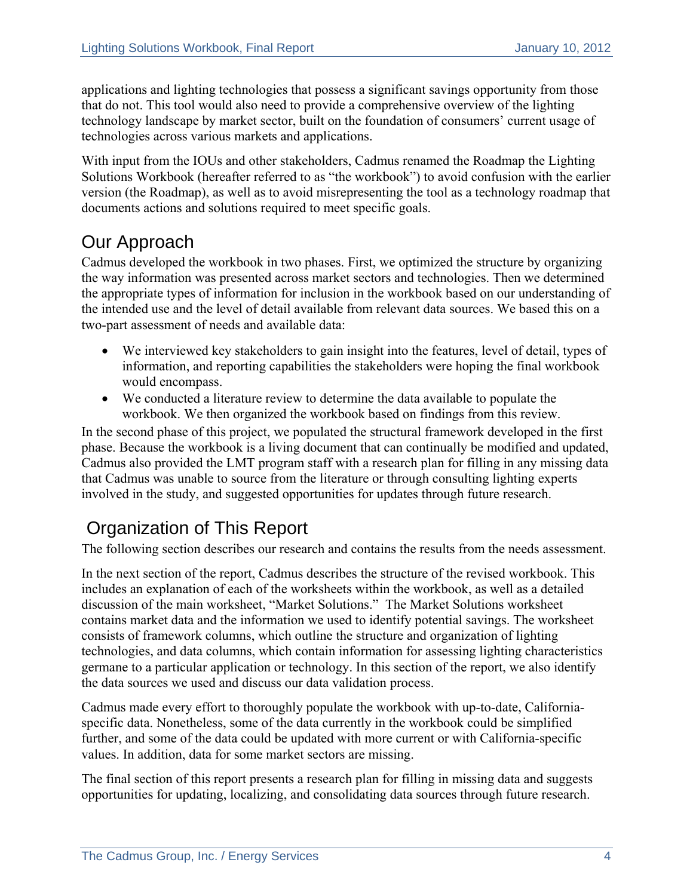applications and lighting technologies that possess a significant savings opportunity from those that do not. This tool would also need to provide a comprehensive overview of the lighting technology landscape by market sector, built on the foundation of consumers' current usage of technologies across various markets and applications.

With input from the IOUs and other stakeholders, Cadmus renamed the Roadmap the Lighting Solutions Workbook (hereafter referred to as "the workbook") to avoid confusion with the earlier version (the Roadmap), as well as to avoid misrepresenting the tool as a technology roadmap that documents actions and solutions required to meet specific goals.

## Our Approach

Cadmus developed the workbook in two phases. First, we optimized the structure by organizing the way information was presented across market sectors and technologies. Then we determined the appropriate types of information for inclusion in the workbook based on our understanding of the intended use and the level of detail available from relevant data sources. We based this on a two-part assessment of needs and available data:

- We interviewed key stakeholders to gain insight into the features, level of detail, types of information, and reporting capabilities the stakeholders were hoping the final workbook would encompass.
- We conducted a literature review to determine the data available to populate the workbook. We then organized the workbook based on findings from this review.

In the second phase of this project, we populated the structural framework developed in the first phase. Because the workbook is a living document that can continually be modified and updated, Cadmus also provided the LMT program staff with a research plan for filling in any missing data that Cadmus was unable to source from the literature or through consulting lighting experts involved in the study, and suggested opportunities for updates through future research.

## Organization of This Report

The following section describes our research and contains the results from the needs assessment.

In the next section of the report, Cadmus describes the structure of the revised workbook. This includes an explanation of each of the worksheets within the workbook, as well as a detailed discussion of the main worksheet, "Market Solutions." The Market Solutions worksheet contains market data and the information we used to identify potential savings. The worksheet consists of framework columns, which outline the structure and organization of lighting technologies, and data columns, which contain information for assessing lighting characteristics germane to a particular application or technology. In this section of the report, we also identify the data sources we used and discuss our data validation process.

Cadmus made every effort to thoroughly populate the workbook with up-to-date, California-specific data. Nonetheless, some of the data currently in the workbook could be simplified further, and some of the data could be updated with more current or with California-specific values. In addition, data for some market sectors are missing.

The final section of this report presents a research plan for filling in missing data and suggests opportunities for updating, localizing, and consolidating data sources through future research.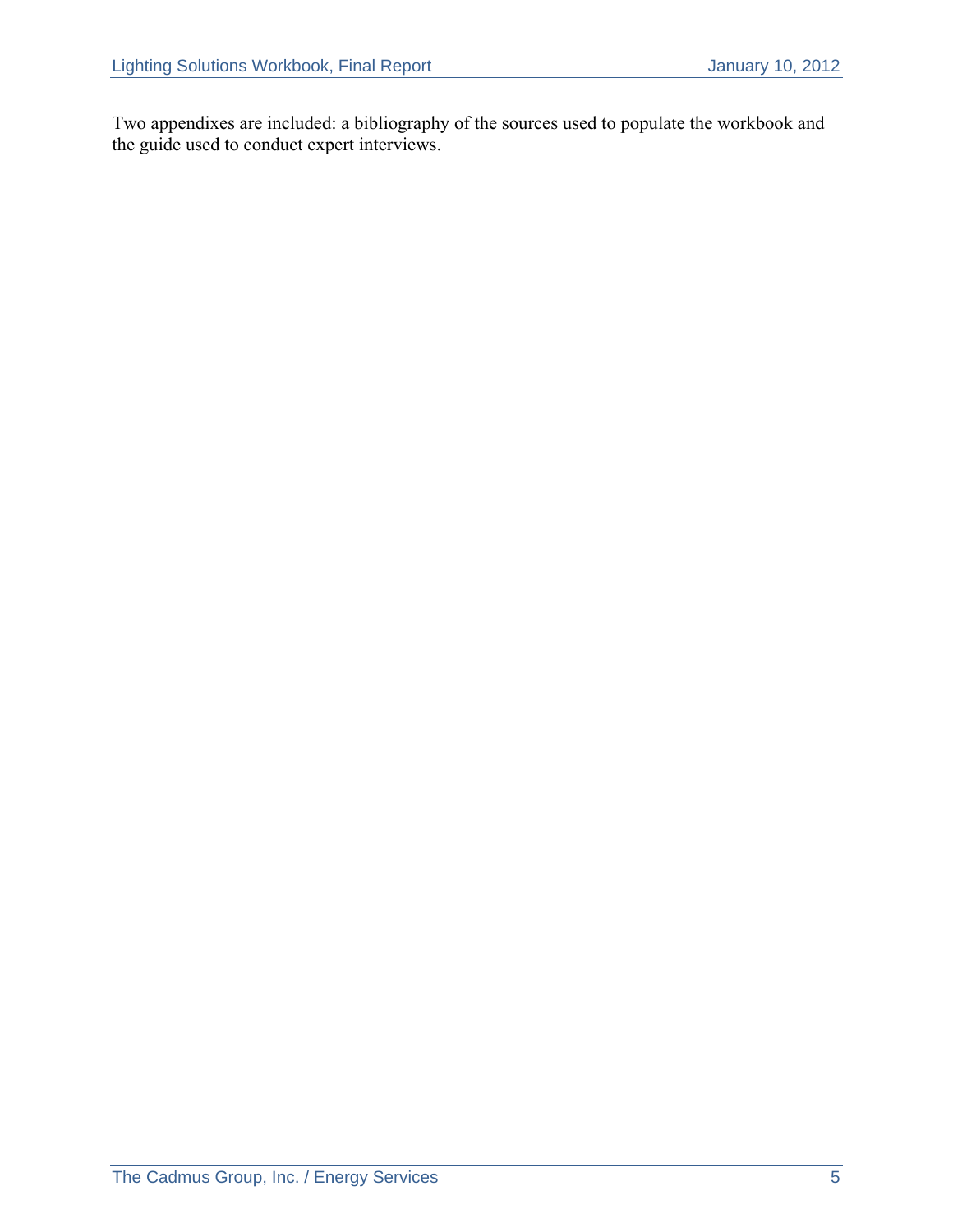Two appendixes are included: a bibliography of the sources used to populate the workbook and the guide used to conduct expert interviews.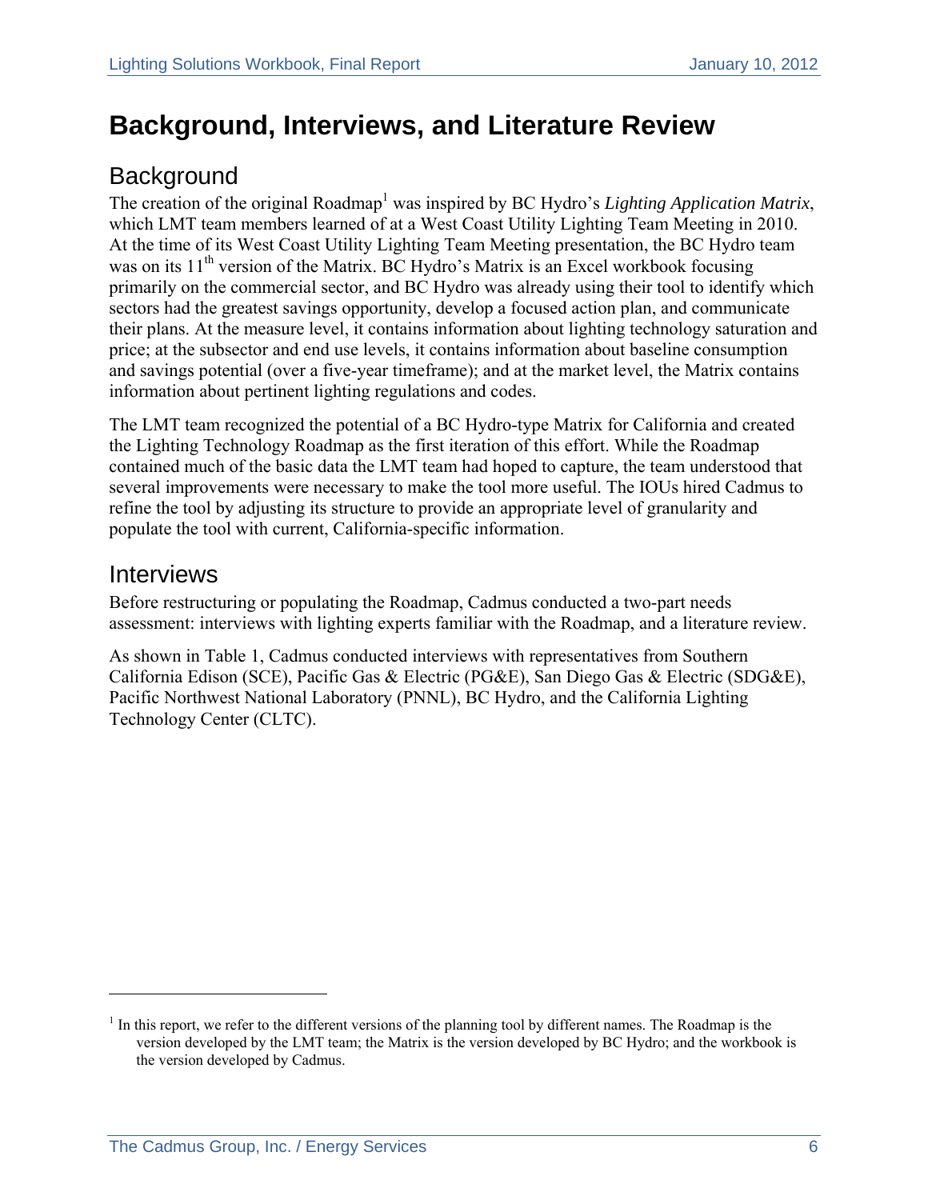# Background, Interviews, and Literature Review

## Background

The creation of the original Roadmap[1] was inspired by BC Hydro's *Lighting Application Matrix*, which LMT team members learned of at a West Coast Utility Lighting Team Meeting in 2010. At the time of its West Coast Utility Lighting Team Meeting presentation, the BC Hydro team was on its 11th version of the Matrix. BC Hydro's Matrix is an Excel workbook focusing primarily on the commercial sector, and BC Hydro was already using their tool to identify which sectors had the greatest savings opportunity, develop a focused action plan, and communicate their plans. At the measure level, it contains information about lighting technology saturation and price; at the subsector and end use levels, it contains information about baseline consumption and savings potential (over a five-year timeframe); and at the market level, the Matrix contains information about pertinent lighting regulations and codes.

The LMT team recognized the potential of a BC Hydro-type Matrix for California and created the Lighting Technology Roadmap as the first iteration of this effort. While the Roadmap contained much of the basic data the LMT team had hoped to capture, the team understood that several improvements were necessary to make the tool more useful. The IOUs hired Cadmus to refine the tool by adjusting its structure to provide an appropriate level of granularity and populate the tool with current, California-specific information.

## Interviews

Before restructuring or populating the Roadmap, Cadmus conducted a two-part needs assessment: interviews with lighting experts familiar with the Roadmap, and a literature review.

As shown in Table 1, Cadmus conducted interviews with representatives from Southern California Edison (SCE), Pacific Gas & Electric (PG&E), San Diego Gas & Electric (SDG&E), Pacific Northwest National Laboratory (PNNL), BC Hydro, and the California Lighting Technology Center (CLTC).

---

[1] In this report, we refer to the different versions of the planning tool by different names. The Roadmap is the version developed by the LMT team; the Matrix is the version developed by BC Hydro; and the workbook is the version developed by Cadmus.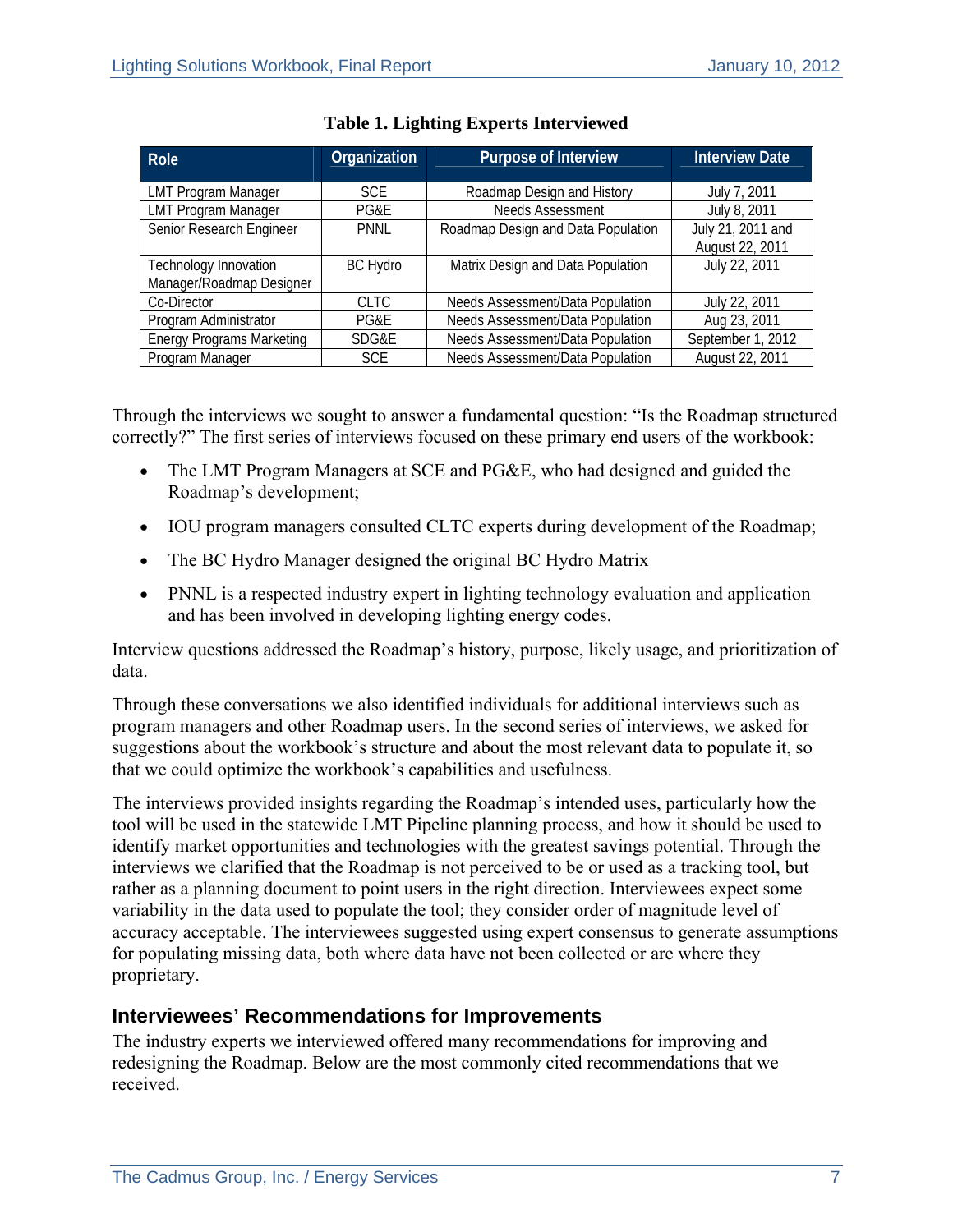**Table 1. Lighting Experts Interviewed**

| Role | Organization | Purpose of Interview | Interview Date |
|---|---|---|---|
| LMT Program Manager | SCE | Roadmap Design and History | July 7, 2011 |
| LMT Program Manager | PG&E | Needs Assessment | July 8, 2011 |
| Senior Research Engineer | PNNL | Roadmap Design and Data Population | July 21, 2011 and August 22, 2011 |
| Technology Innovation Manager/Roadmap Designer | BC Hydro | Matrix Design and Data Population | July 22, 2011 |
| Co-Director | CLTC | Needs Assessment/Data Population | July 22, 2011 |
| Program Administrator | PG&E | Needs Assessment/Data Population | Aug 23, 2011 |
| Energy Programs Marketing | SDG&E | Needs Assessment/Data Population | September 1, 2012 |
| Program Manager | SCE | Needs Assessment/Data Population | August 22, 2011 |

Through the interviews we sought to answer a fundamental question: "Is the Roadmap structured correctly?" The first series of interviews focused on these primary end users of the workbook:

- The LMT Program Managers at SCE and PG&E, who had designed and guided the Roadmap's development;
- IOU program managers consulted CLTC experts during development of the Roadmap;
- The BC Hydro Manager designed the original BC Hydro Matrix
- PNNL is a respected industry expert in lighting technology evaluation and application and has been involved in developing lighting energy codes.

Interview questions addressed the Roadmap's history, purpose, likely usage, and prioritization of data.

Through these conversations we also identified individuals for additional interviews such as program managers and other Roadmap users. In the second series of interviews, we asked for suggestions about the workbook's structure and about the most relevant data to populate it, so that we could optimize the workbook's capabilities and usefulness.

The interviews provided insights regarding the Roadmap's intended uses, particularly how the tool will be used in the statewide LMT Pipeline planning process, and how it should be used to identify market opportunities and technologies with the greatest savings potential. Through the interviews we clarified that the Roadmap is not perceived to be or used as a tracking tool, but rather as a planning document to point users in the right direction. Interviewees expect some variability in the data used to populate the tool; they consider order of magnitude level of accuracy acceptable. The interviewees suggested using expert consensus to generate assumptions for populating missing data, both where data have not been collected or are where they proprietary.

## Interviewees' Recommendations for Improvements

The industry experts we interviewed offered many recommendations for improving and redesigning the Roadmap. Below are the most commonly cited recommendations that we received.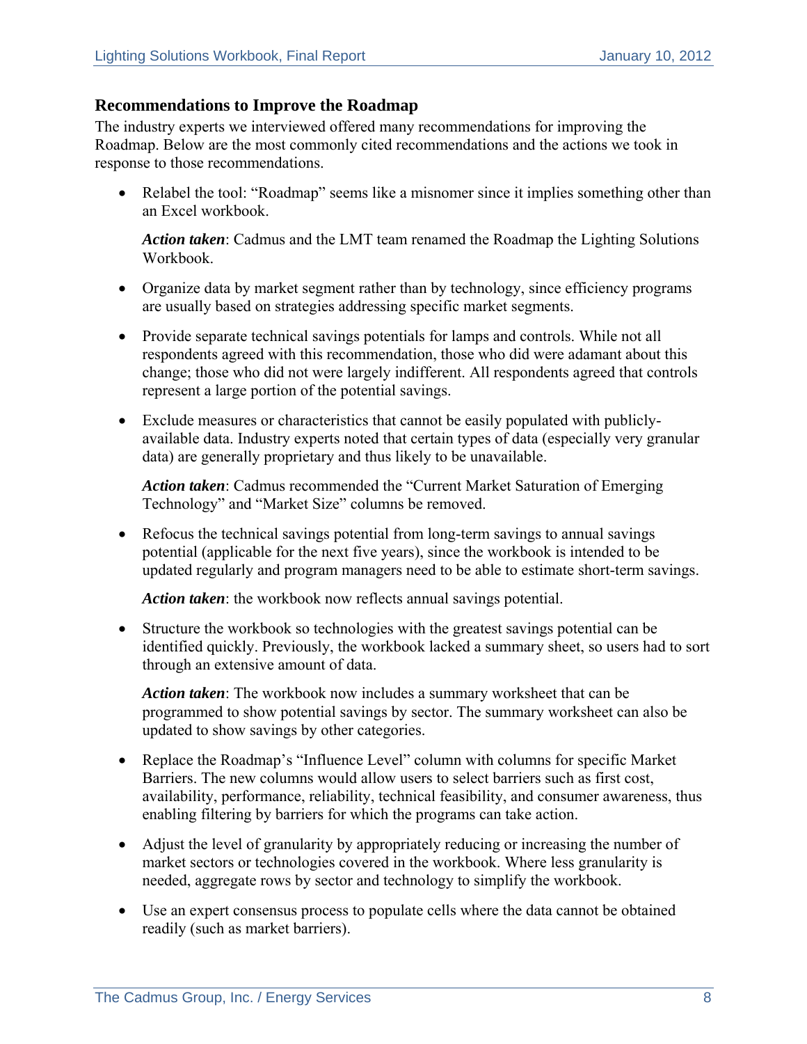### Recommendations to Improve the Roadmap

The industry experts we interviewed offered many recommendations for improving the Roadmap. Below are the most commonly cited recommendations and the actions we took in response to those recommendations.

- Relabel the tool: "Roadmap" seems like a misnomer since it implies something other than an Excel workbook.

  ***Action taken***: Cadmus and the LMT team renamed the Roadmap the Lighting Solutions Workbook.

- Organize data by market segment rather than by technology, since efficiency programs are usually based on strategies addressing specific market segments.

- Provide separate technical savings potentials for lamps and controls. While not all respondents agreed with this recommendation, those who did were adamant about this change; those who did not were largely indifferent. All respondents agreed that controls represent a large portion of the potential savings.

- Exclude measures or characteristics that cannot be easily populated with publicly-available data. Industry experts noted that certain types of data (especially very granular data) are generally proprietary and thus likely to be unavailable.

  ***Action taken***: Cadmus recommended the "Current Market Saturation of Emerging Technology" and "Market Size" columns be removed.

- Refocus the technical savings potential from long-term savings to annual savings potential (applicable for the next five years), since the workbook is intended to be updated regularly and program managers need to be able to estimate short-term savings.

  ***Action taken***: the workbook now reflects annual savings potential.

- Structure the workbook so technologies with the greatest savings potential can be identified quickly. Previously, the workbook lacked a summary sheet, so users had to sort through an extensive amount of data.

  ***Action taken***: The workbook now includes a summary worksheet that can be programmed to show potential savings by sector. The summary worksheet can also be updated to show savings by other categories.

- Replace the Roadmap's "Influence Level" column with columns for specific Market Barriers. The new columns would allow users to select barriers such as first cost, availability, performance, reliability, technical feasibility, and consumer awareness, thus enabling filtering by barriers for which the programs can take action.

- Adjust the level of granularity by appropriately reducing or increasing the number of market sectors or technologies covered in the workbook. Where less granularity is needed, aggregate rows by sector and technology to simplify the workbook.

- Use an expert consensus process to populate cells where the data cannot be obtained readily (such as market barriers).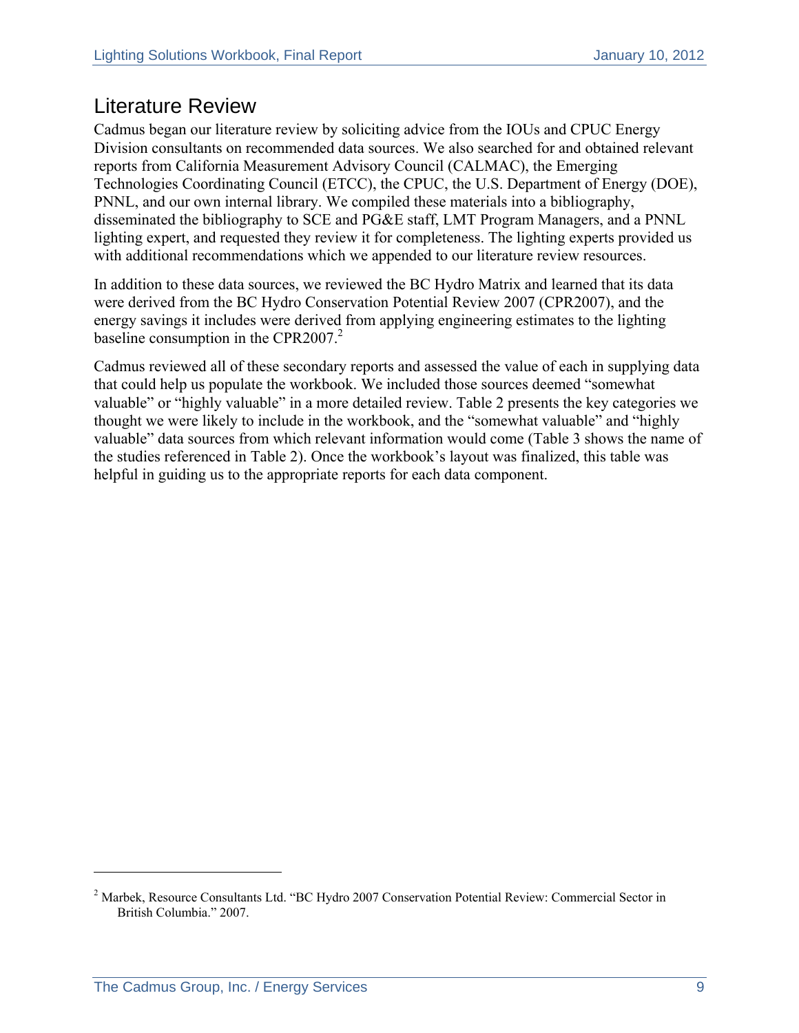## Literature Review

Cadmus began our literature review by soliciting advice from the IOUs and CPUC Energy Division consultants on recommended data sources. We also searched for and obtained relevant reports from California Measurement Advisory Council (CALMAC), the Emerging Technologies Coordinating Council (ETCC), the CPUC, the U.S. Department of Energy (DOE), PNNL, and our own internal library. We compiled these materials into a bibliography, disseminated the bibliography to SCE and PG&E staff, LMT Program Managers, and a PNNL lighting expert, and requested they review it for completeness. The lighting experts provided us with additional recommendations which we appended to our literature review resources.

In addition to these data sources, we reviewed the BC Hydro Matrix and learned that its data were derived from the BC Hydro Conservation Potential Review 2007 (CPR2007), and the energy savings it includes were derived from applying engineering estimates to the lighting baseline consumption in the CPR2007.[2]

Cadmus reviewed all of these secondary reports and assessed the value of each in supplying data that could help us populate the workbook. We included those sources deemed "somewhat valuable" or "highly valuable" in a more detailed review. Table 2 presents the key categories we thought we were likely to include in the workbook, and the "somewhat valuable" and "highly valuable" data sources from which relevant information would come (Table 3 shows the name of the studies referenced in Table 2). Once the workbook's layout was finalized, this table was helpful in guiding us to the appropriate reports for each data component.

---

[2] Marbek, Resource Consultants Ltd. "BC Hydro 2007 Conservation Potential Review: Commercial Sector in British Columbia." 2007.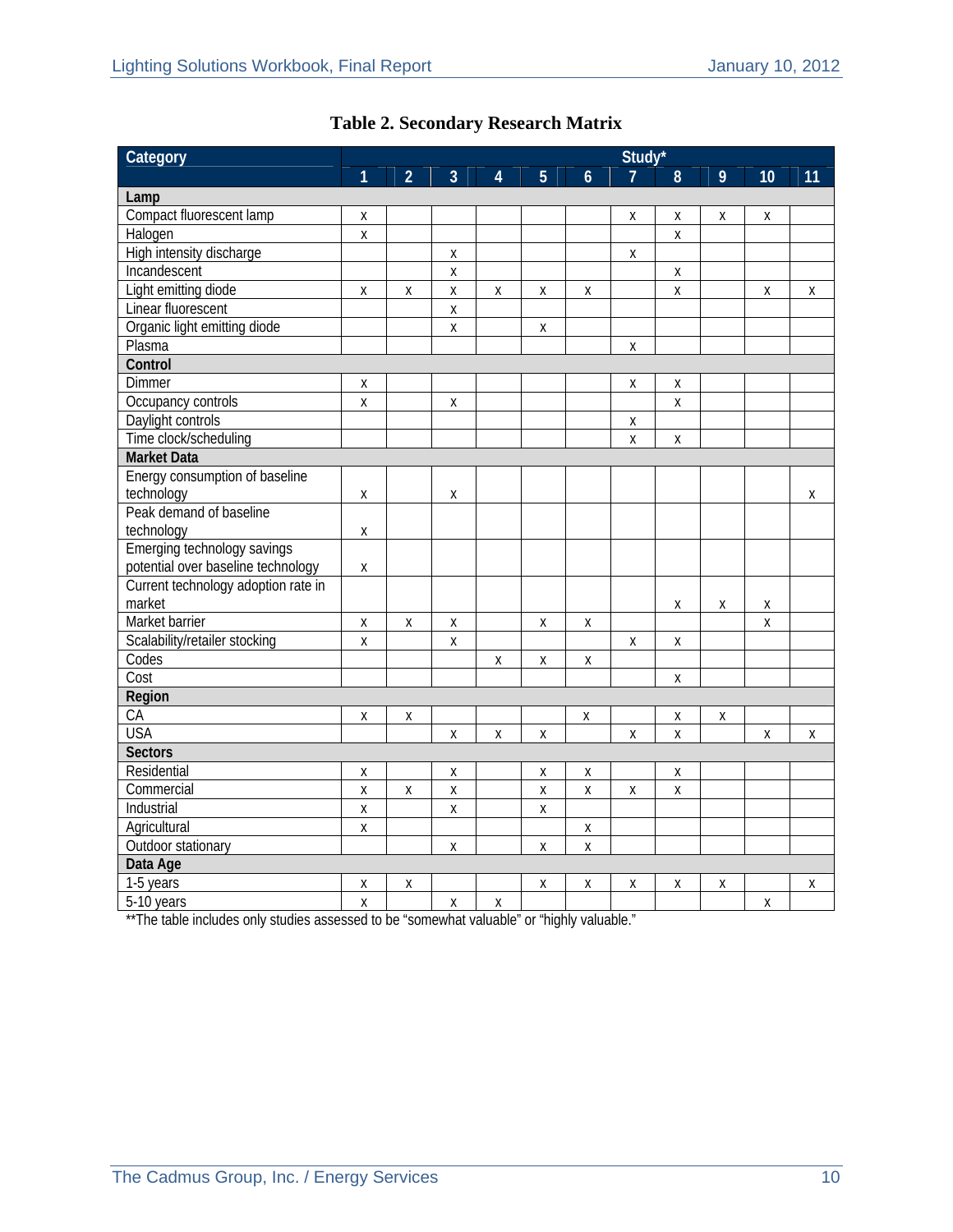**Table 2. Secondary Research Matrix**

| Category | Study* | | | | | | | | | | |
|---|---|---|---|---|---|---|---|---|---|---|---|
| | 1 | 2 | 3 | 4 | 5 | 6 | 7 | 8 | 9 | 10 | 11 |
| **Lamp** | | | | | | | | | | | |
| Compact fluorescent lamp | x | | | | | | x | x | x | x | |
| Halogen | x | | | | | | | x | | | |
| High intensity discharge | | | x | | | | x | | | | |
| Incandescent | | | x | | | | | x | | | |
| Light emitting diode | x | x | x | x | x | x | | x | | x | x |
| Linear fluorescent | | | x | | | | | | | | |
| Organic light emitting diode | | | x | | x | | | | | | |
| Plasma | | | | | | | x | | | | |
| **Control** | | | | | | | | | | | |
| Dimmer | x | | | | | | x | x | | | |
| Occupancy controls | x | | x | | | | | x | | | |
| Daylight controls | | | | | | | x | | | | |
| Time clock/scheduling | | | | | | | x | x | | | |
| **Market Data** | | | | | | | | | | | |
| Energy consumption of baseline technology | x | | x | | | | | | | | x |
| Peak demand of baseline technology | x | | | | | | | | | | |
| Emerging technology savings potential over baseline technology | x | | | | | | | | | | |
| Current technology adoption rate in market | | | | | | | | x | x | x | |
| Market barrier | x | x | x | | x | x | | | | x | |
| Scalability/retailer stocking | x | | x | | | | x | x | | | |
| Codes | | | | x | x | x | | | | | |
| Cost | | | | | | | | x | | | |
| **Region** | | | | | | | | | | | |
| CA | x | x | | | | x | | x | x | | |
| USA | | | x | x | x | | x | x | | x | x |
| **Sectors** | | | | | | | | | | | |
| Residential | x | | x | | x | x | | x | | | |
| Commercial | x | x | x | | x | x | x | x | | | |
| Industrial | x | | x | | x | | | | | | |
| Agricultural | x | | | | | x | | | | | |
| Outdoor stationary | | | x | | x | x | | | | | |
| **Data Age** | | | | | | | | | | | |
| 1-5 years | x | x | | | x | x | x | x | x | | x |
| 5-10 years | x | | x | x | | | | | | x | |

**The table includes only studies assessed to be "somewhat valuable" or "highly valuable."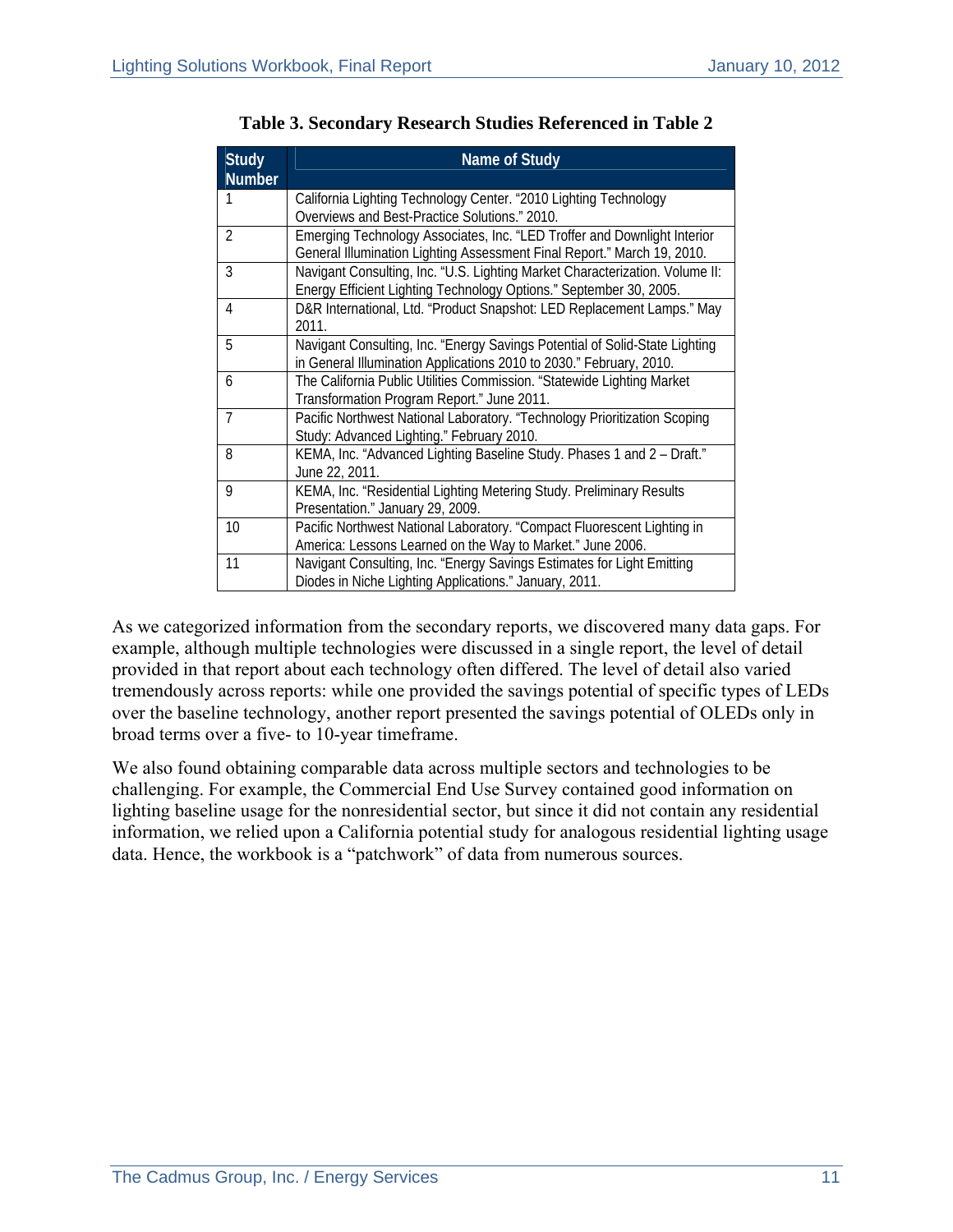**Table 3. Secondary Research Studies Referenced in Table 2**

| Study Number | Name of Study |
|---|---|
| 1 | California Lighting Technology Center. "2010 Lighting Technology Overviews and Best-Practice Solutions." 2010. |
| 2 | Emerging Technology Associates, Inc. "LED Troffer and Downlight Interior General Illumination Lighting Assessment Final Report." March 19, 2010. |
| 3 | Navigant Consulting, Inc. "U.S. Lighting Market Characterization. Volume II: Energy Efficient Lighting Technology Options." September 30, 2005. |
| 4 | D&R International, Ltd. "Product Snapshot: LED Replacement Lamps." May 2011. |
| 5 | Navigant Consulting, Inc. "Energy Savings Potential of Solid-State Lighting in General Illumination Applications 2010 to 2030." February, 2010. |
| 6 | The California Public Utilities Commission. "Statewide Lighting Market Transformation Program Report." June 2011. |
| 7 | Pacific Northwest National Laboratory. "Technology Prioritization Scoping Study: Advanced Lighting." February 2010. |
| 8 | KEMA, Inc. "Advanced Lighting Baseline Study. Phases 1 and 2 – Draft." June 22, 2011. |
| 9 | KEMA, Inc. "Residential Lighting Metering Study. Preliminary Results Presentation." January 29, 2009. |
| 10 | Pacific Northwest National Laboratory. "Compact Fluorescent Lighting in America: Lessons Learned on the Way to Market." June 2006. |
| 11 | Navigant Consulting, Inc. "Energy Savings Estimates for Light Emitting Diodes in Niche Lighting Applications." January, 2011. |

As we categorized information from the secondary reports, we discovered many data gaps. For example, although multiple technologies were discussed in a single report, the level of detail provided in that report about each technology often differed. The level of detail also varied tremendously across reports: while one provided the savings potential of specific types of LEDs over the baseline technology, another report presented the savings potential of OLEDs only in broad terms over a five- to 10-year timeframe.

We also found obtaining comparable data across multiple sectors and technologies to be challenging. For example, the Commercial End Use Survey contained good information on lighting baseline usage for the nonresidential sector, but since it did not contain any residential information, we relied upon a California potential study for analogous residential lighting usage data. Hence, the workbook is a "patchwork" of data from numerous sources.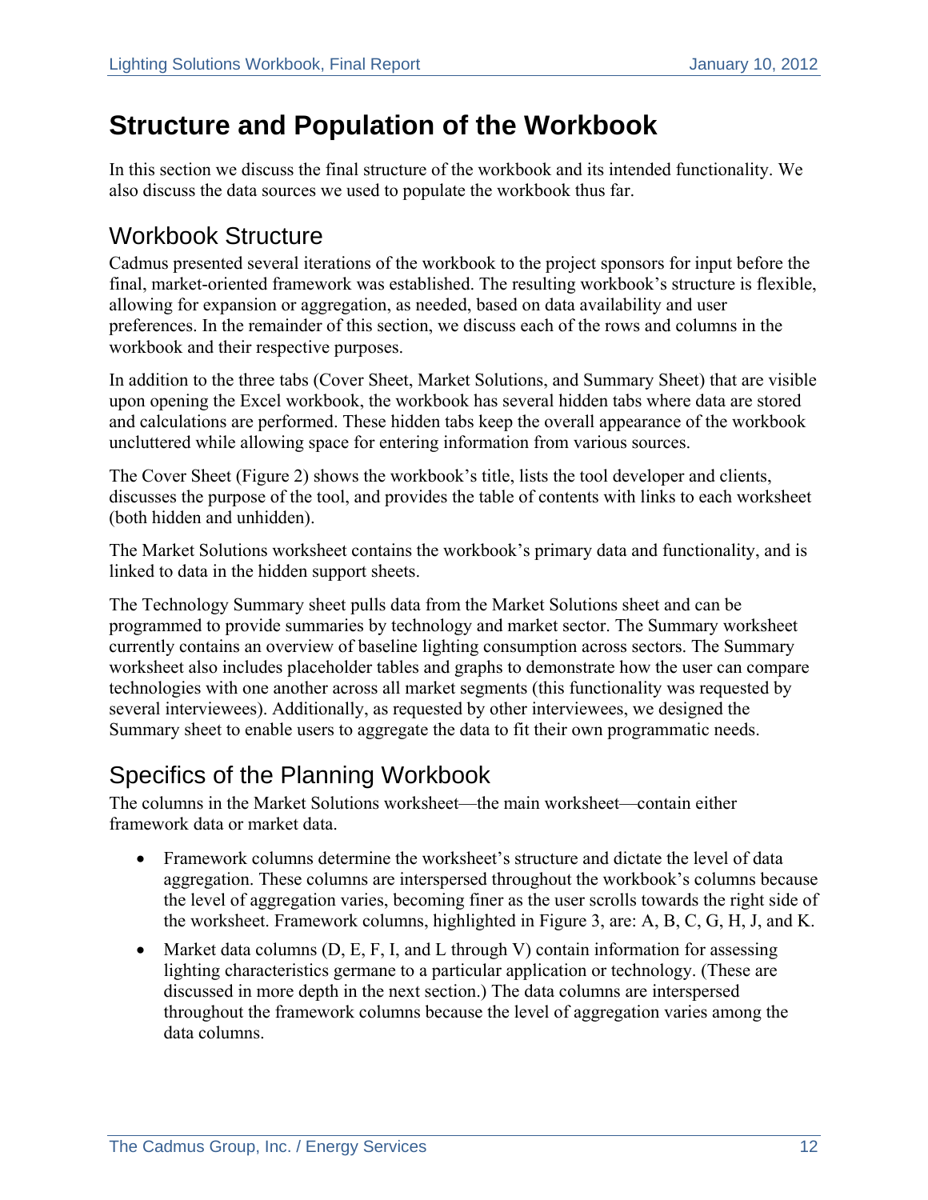# Structure and Population of the Workbook

In this section we discuss the final structure of the workbook and its intended functionality. We also discuss the data sources we used to populate the workbook thus far.

## Workbook Structure

Cadmus presented several iterations of the workbook to the project sponsors for input before the final, market-oriented framework was established. The resulting workbook's structure is flexible, allowing for expansion or aggregation, as needed, based on data availability and user preferences. In the remainder of this section, we discuss each of the rows and columns in the workbook and their respective purposes.

In addition to the three tabs (Cover Sheet, Market Solutions, and Summary Sheet) that are visible upon opening the Excel workbook, the workbook has several hidden tabs where data are stored and calculations are performed. These hidden tabs keep the overall appearance of the workbook uncluttered while allowing space for entering information from various sources.

The Cover Sheet (Figure 2) shows the workbook's title, lists the tool developer and clients, discusses the purpose of the tool, and provides the table of contents with links to each worksheet (both hidden and unhidden).

The Market Solutions worksheet contains the workbook's primary data and functionality, and is linked to data in the hidden support sheets.

The Technology Summary sheet pulls data from the Market Solutions sheet and can be programmed to provide summaries by technology and market sector. The Summary worksheet currently contains an overview of baseline lighting consumption across sectors. The Summary worksheet also includes placeholder tables and graphs to demonstrate how the user can compare technologies with one another across all market segments (this functionality was requested by several interviewees). Additionally, as requested by other interviewees, we designed the Summary sheet to enable users to aggregate the data to fit their own programmatic needs.

## Specifics of the Planning Workbook

The columns in the Market Solutions worksheet—the main worksheet—contain either framework data or market data.

- Framework columns determine the worksheet's structure and dictate the level of data aggregation. These columns are interspersed throughout the workbook's columns because the level of aggregation varies, becoming finer as the user scrolls towards the right side of the worksheet. Framework columns, highlighted in Figure 3, are: A, B, C, G, H, J, and K.
- Market data columns (D, E, F, I, and L through V) contain information for assessing lighting characteristics germane to a particular application or technology. (These are discussed in more depth in the next section.) The data columns are interspersed throughout the framework columns because the level of aggregation varies among the data columns.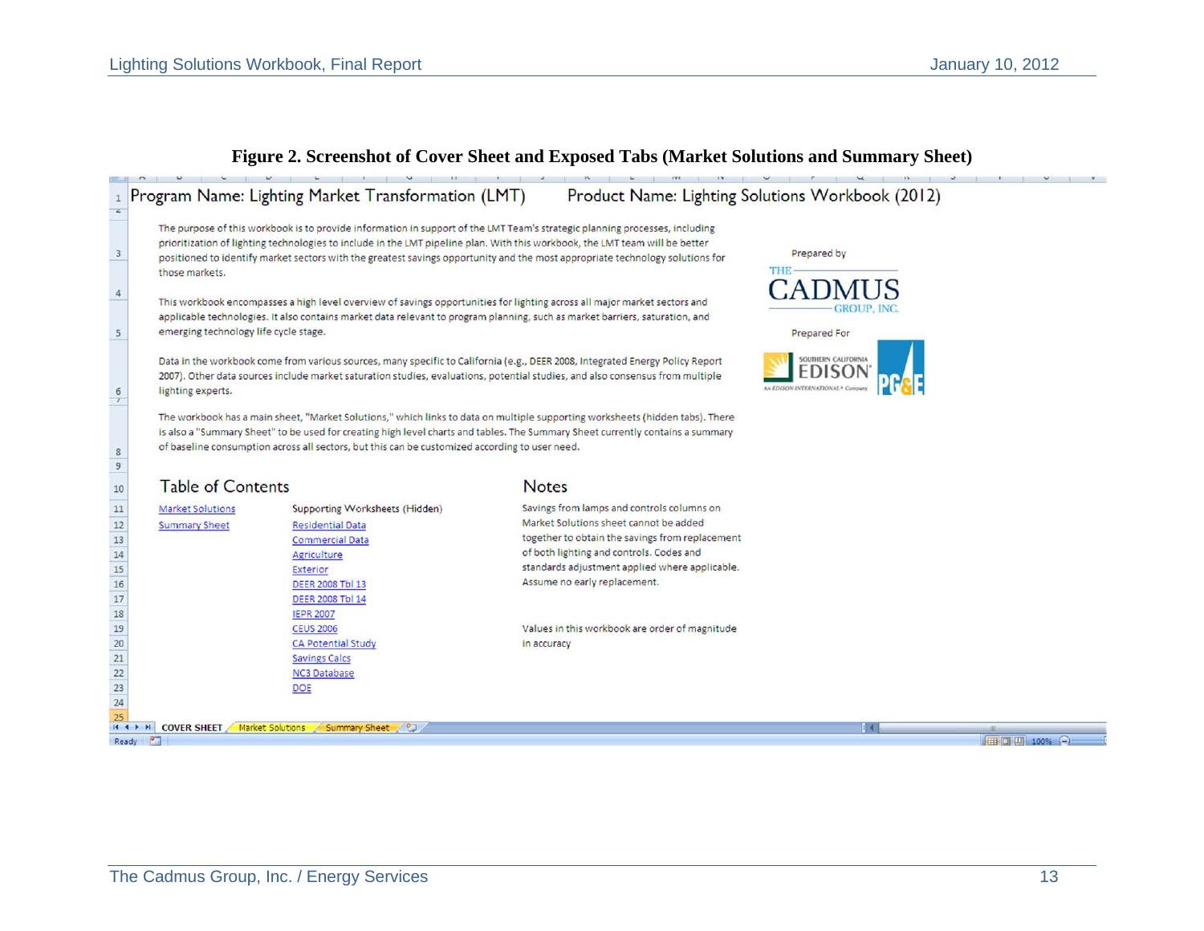**Figure 2. Screenshot of Cover Sheet and Exposed Tabs (Market Solutions and Summary Sheet)**

Program Name: Lighting Market Transformation (LMT) Product Name: Lighting Solutions Workbook (2012)

The purpose of this workbook is to provide information in support of the LMT Team's strategic planning processes, including prioritization of lighting technologies to include in the LMT pipeline plan. With this workbook, the LMT team will be better positioned to identify market sectors with the greatest savings opportunity and the most appropriate technology solutions for those markets.

This workbook encompasses a high level overview of savings opportunities for lighting across all major market sectors and applicable technologies. It also contains market data relevant to program planning, such as market barriers, saturation, and emerging technology life cycle stage.

Data in the workbook come from various sources, many specific to California (e.g., DEER 2008, Integrated Energy Policy Report 2007). Other data sources include market saturation studies, evaluations, potential studies, and also consensus from multiple lighting experts.

The workbook has a main sheet, "Market Solutions," which links to data on multiple supporting worksheets (hidden tabs). There is also a "Summary Sheet" to be used for creating high level charts and tables. The Summary Sheet currently contains a summary of baseline consumption across all sectors, but this can be customized according to user need.

Prepared by
THE CADMUS GROUP, INC.

Prepared For
SOUTHERN CALIFORNIA EDISON An EDISON INTERNATIONAL Company
PG&E

**Table of Contents**

Market Solutions
Summary Sheet

Supporting Worksheets (Hidden)
- Residential Data
- Commercial Data
- Agriculture
- Exterior
- DEER 2008 Tbl 13
- DEER 2008 Tbl 14
- IEPR 2007
- CEUS 2006
- CA Potential Study
- Savings Calcs
- NC3 Database
- DOE

**Notes**

Savings from lamps and controls columns on Market Solutions sheet cannot be added together to obtain the savings from replacement of both lighting and controls. Codes and standards adjustment applied where applicable. Assume no early replacement.

Values in this workbook are order of magnitude in accuracy

COVER SHEET | Market Solutions | Summary Sheet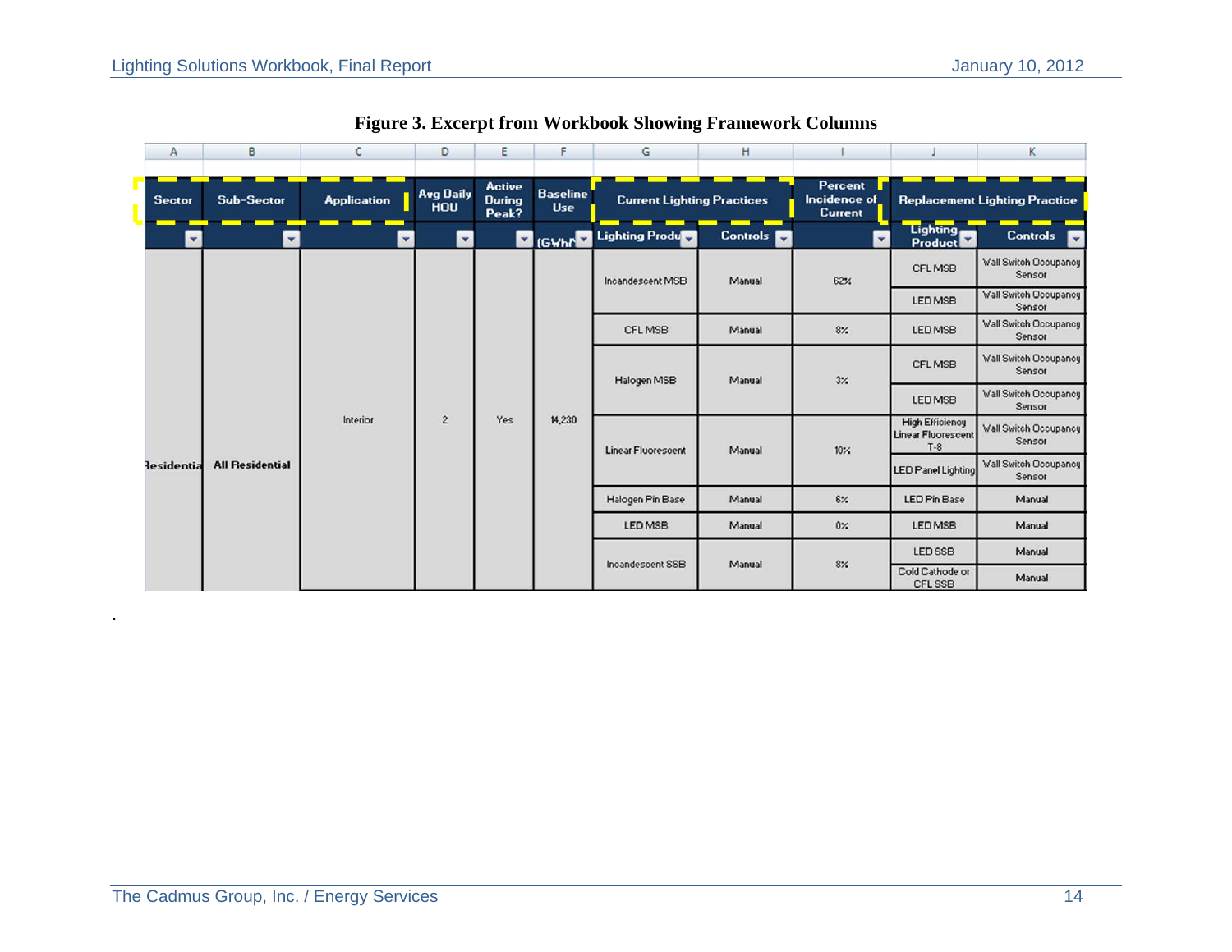**Figure 3. Excerpt from Workbook Showing Framework Columns**

| Sector | Sub-Sector | Application | Avg Daily HOU | Active During Peak? | Baseline Use (GWh) | Current Lighting Practices | | Percent Incidence of Current | Replacement Lighting Practice | |
|---|---|---|---|---|---|---|---|---|---|---|
| | | | | | | Lighting Product | Controls | | Lighting Product | Controls |
| Residential | All Residential | Interior | 2 | Yes | 14,230 | Incandescent MSB | Manual | 62% | CFL MSB | Wall Switch Occupancy Sensor |
| | | | | | | | | | LED MSB | Wall Switch Occupancy Sensor |
| | | | | | | CFL MSB | Manual | 8% | LED MSB | Wall Switch Occupancy Sensor |
| | | | | | | Halogen MSB | Manual | 3% | CFL MSB | Wall Switch Occupancy Sensor |
| | | | | | | | | | LED MSB | Wall Switch Occupancy Sensor |
| | | | | | | Linear Fluorescent | Manual | 10% | High Efficiency Linear Fluorescent T-8 | Wall Switch Occupancy Sensor |
| | | | | | | | | | LED Panel Lighting | Wall Switch Occupancy Sensor |
| | | | | | | Halogen Pin Base | Manual | 6% | LED Pin Base | Manual |
| | | | | | | LED MSB | Manual | 0% | LED MSB | Manual |
| | | | | | | Incandescent SSB | Manual | 8% | LED SSB | Manual |
| | | | | | | | | | Cold Cathode or CFL SSB | Manual |

.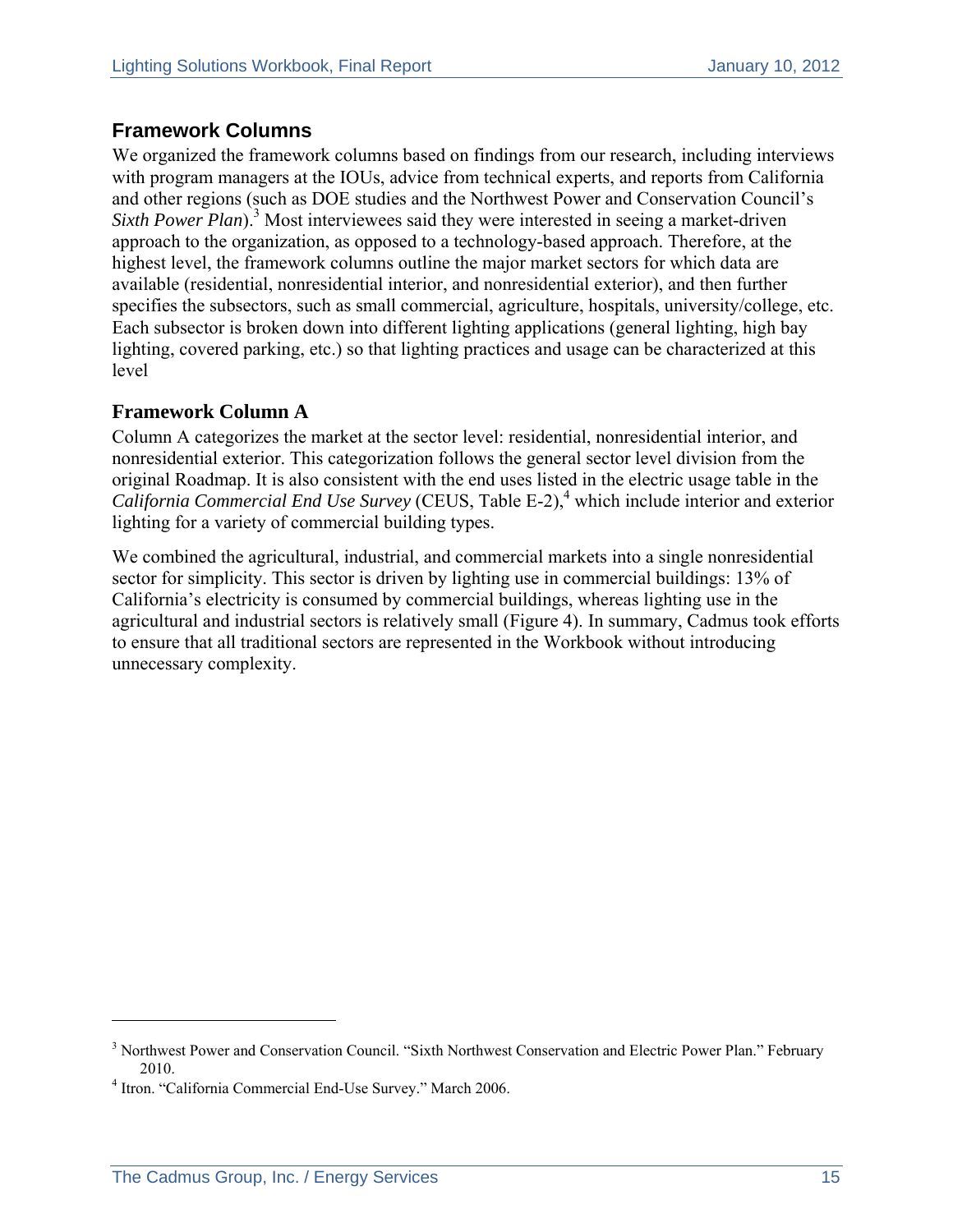## Framework Columns

We organized the framework columns based on findings from our research, including interviews with program managers at the IOUs, advice from technical experts, and reports from California and other regions (such as DOE studies and the Northwest Power and Conservation Council's *Sixth Power Plan*).[3] Most interviewees said they were interested in seeing a market-driven approach to the organization, as opposed to a technology-based approach. Therefore, at the highest level, the framework columns outline the major market sectors for which data are available (residential, nonresidential interior, and nonresidential exterior), and then further specifies the subsectors, such as small commercial, agriculture, hospitals, university/college, etc. Each subsector is broken down into different lighting applications (general lighting, high bay lighting, covered parking, etc.) so that lighting practices and usage can be characterized at this level

### Framework Column A

Column A categorizes the market at the sector level: residential, nonresidential interior, and nonresidential exterior. This categorization follows the general sector level division from the original Roadmap. It is also consistent with the end uses listed in the electric usage table in the *California Commercial End Use Survey* (CEUS, Table E-2),[4] which include interior and exterior lighting for a variety of commercial building types.

We combined the agricultural, industrial, and commercial markets into a single nonresidential sector for simplicity. This sector is driven by lighting use in commercial buildings: 13% of California's electricity is consumed by commercial buildings, whereas lighting use in the agricultural and industrial sectors is relatively small (Figure 4). In summary, Cadmus took efforts to ensure that all traditional sectors are represented in the Workbook without introducing unnecessary complexity.

---

[3] Northwest Power and Conservation Council. "Sixth Northwest Conservation and Electric Power Plan." February 2010.

[4] Itron. "California Commercial End-Use Survey." March 2006.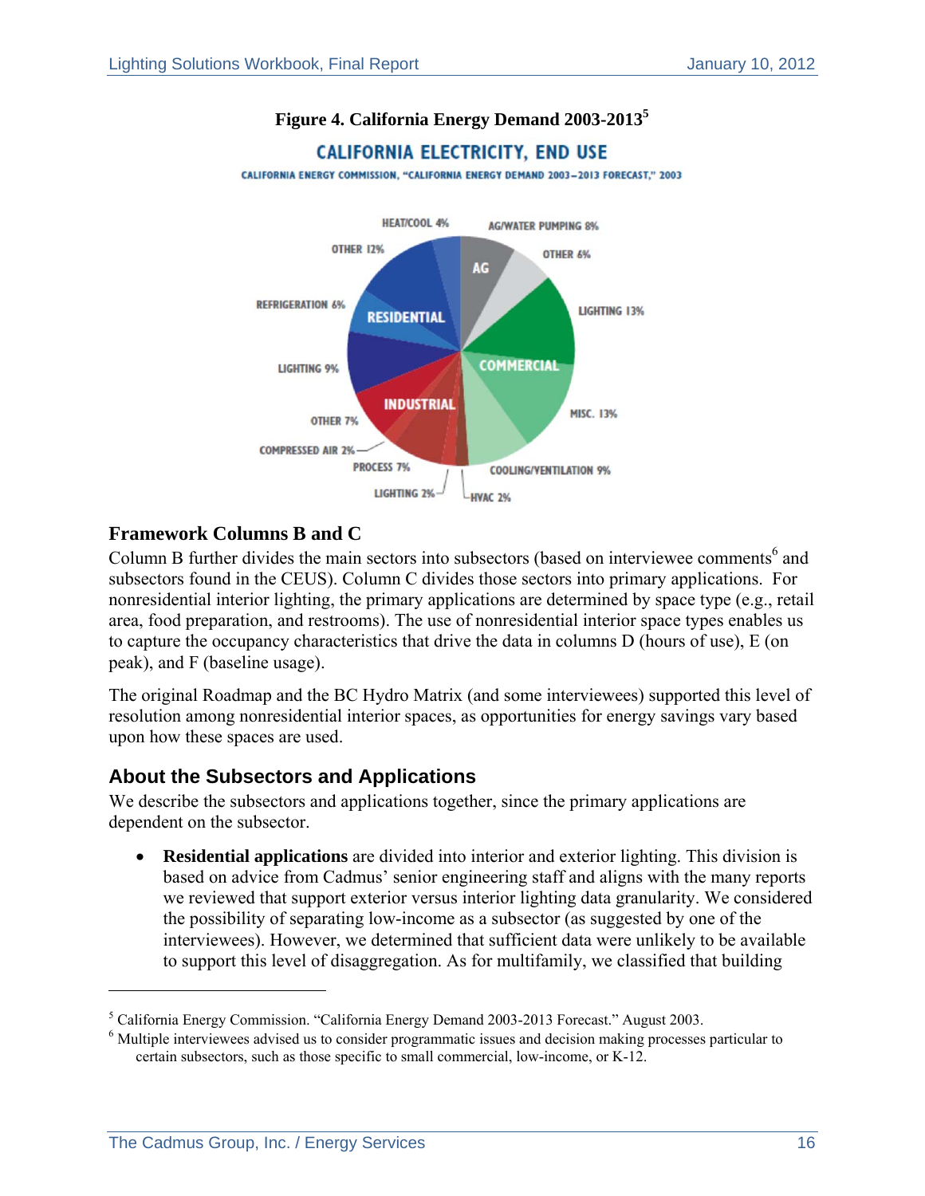**Figure 4. California Energy Demand 2003-2013**[5]

CALIFORNIA ELECTRICITY, END USE

CALIFORNIA ENERGY COMMISSION, "CALIFORNIA ENERGY DEMAND 2003–2013 FORECAST," 2003

HEAT/COOL 4% · AG/WATER PUMPING 8% · OTHER 12% · OTHER 6% · AG · REFRIGERATION 6% · RESIDENTIAL · LIGHTING 13% · LIGHTING 9% · COMMERCIAL · INDUSTRIAL · MISC. 13% · OTHER 7% · COMPRESSED AIR 2% · PROCESS 7% · COOLING/VENTILATION 9% · LIGHTING 2% · HVAC 2%

## Framework Columns B and C

Column B further divides the main sectors into subsectors (based on interviewee comments[6] and subsectors found in the CEUS). Column C divides those sectors into primary applications. For nonresidential interior lighting, the primary applications are determined by space type (e.g., retail area, food preparation, and restrooms). The use of nonresidential interior space types enables us to capture the occupancy characteristics that drive the data in columns D (hours of use), E (on peak), and F (baseline usage).

The original Roadmap and the BC Hydro Matrix (and some interviewees) supported this level of resolution among nonresidential interior spaces, as opportunities for energy savings vary based upon how these spaces are used.

## About the Subsectors and Applications

We describe the subsectors and applications together, since the primary applications are dependent on the subsector.

- **Residential applications** are divided into interior and exterior lighting. This division is based on advice from Cadmus' senior engineering staff and aligns with the many reports we reviewed that support exterior versus interior lighting data granularity. We considered the possibility of separating low-income as a subsector (as suggested by one of the interviewees). However, we determined that sufficient data were unlikely to be available to support this level of disaggregation. As for multifamily, we classified that building

---

[5] California Energy Commission. "California Energy Demand 2003-2013 Forecast." August 2003.

[6] Multiple interviewees advised us to consider programmatic issues and decision making processes particular to certain subsectors, such as those specific to small commercial, low-income, or K-12.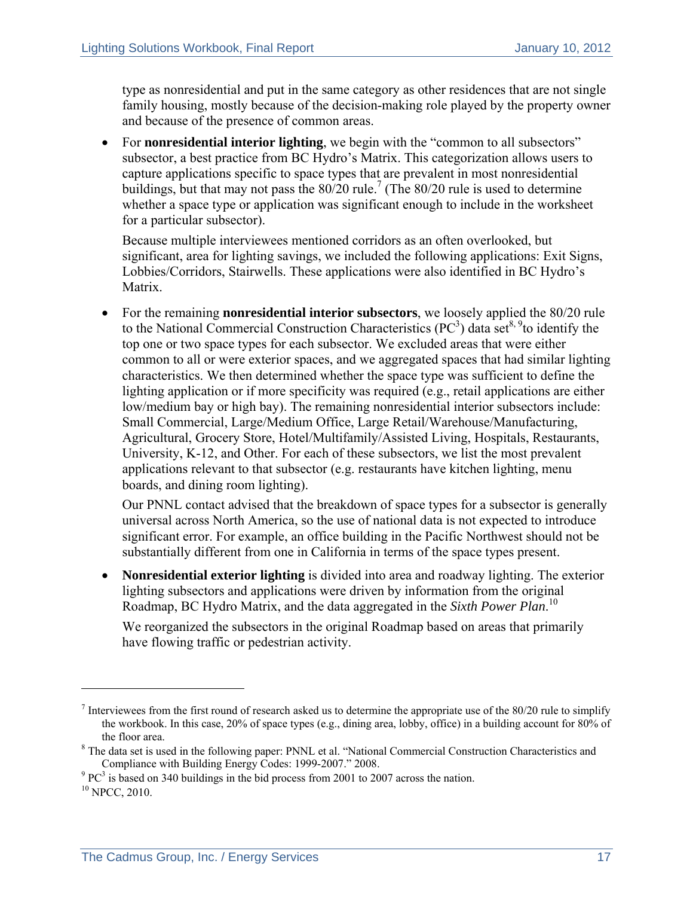type as nonresidential and put in the same category as other residences that are not single family housing, mostly because of the decision-making role played by the property owner and because of the presence of common areas.

- For **nonresidential interior lighting**, we begin with the "common to all subsectors" subsector, a best practice from BC Hydro's Matrix. This categorization allows users to capture applications specific to space types that are prevalent in most nonresidential buildings, but that may not pass the 80/20 rule.[7] (The 80/20 rule is used to determine whether a space type or application was significant enough to include in the worksheet for a particular subsector).

  Because multiple interviewees mentioned corridors as an often overlooked, but significant, area for lighting savings, we included the following applications: Exit Signs, Lobbies/Corridors, Stairwells. These applications were also identified in BC Hydro's Matrix.

- For the remaining **nonresidential interior subsectors**, we loosely applied the 80/20 rule to the National Commercial Construction Characteristics ($PC^3$) data set[8, 9] to identify the top one or two space types for each subsector. We excluded areas that were either common to all or were exterior spaces, and we aggregated spaces that had similar lighting characteristics. We then determined whether the space type was sufficient to define the lighting application or if more specificity was required (e.g., retail applications are either low/medium bay or high bay). The remaining nonresidential interior subsectors include: Small Commercial, Large/Medium Office, Large Retail/Warehouse/Manufacturing, Agricultural, Grocery Store, Hotel/Multifamily/Assisted Living, Hospitals, Restaurants, University, K-12, and Other. For each of these subsectors, we list the most prevalent applications relevant to that subsector (e.g. restaurants have kitchen lighting, menu boards, and dining room lighting).

  Our PNNL contact advised that the breakdown of space types for a subsector is generally universal across North America, so the use of national data is not expected to introduce significant error. For example, an office building in the Pacific Northwest should not be substantially different from one in California in terms of the space types present.

- **Nonresidential exterior lighting** is divided into area and roadway lighting. The exterior lighting subsectors and applications were driven by information from the original Roadmap, BC Hydro Matrix, and the data aggregated in the *Sixth Power Plan*.[10]

  We reorganized the subsectors in the original Roadmap based on areas that primarily have flowing traffic or pedestrian activity.

---

[7] Interviewees from the first round of research asked us to determine the appropriate use of the 80/20 rule to simplify the workbook. In this case, 20% of space types (e.g., dining area, lobby, office) in a building account for 80% of the floor area.

[8] The data set is used in the following paper: PNNL et al. "National Commercial Construction Characteristics and Compliance with Building Energy Codes: 1999-2007." 2008.

[9] $PC^3$ is based on 340 buildings in the bid process from 2001 to 2007 across the nation.

[10] NPCC, 2010.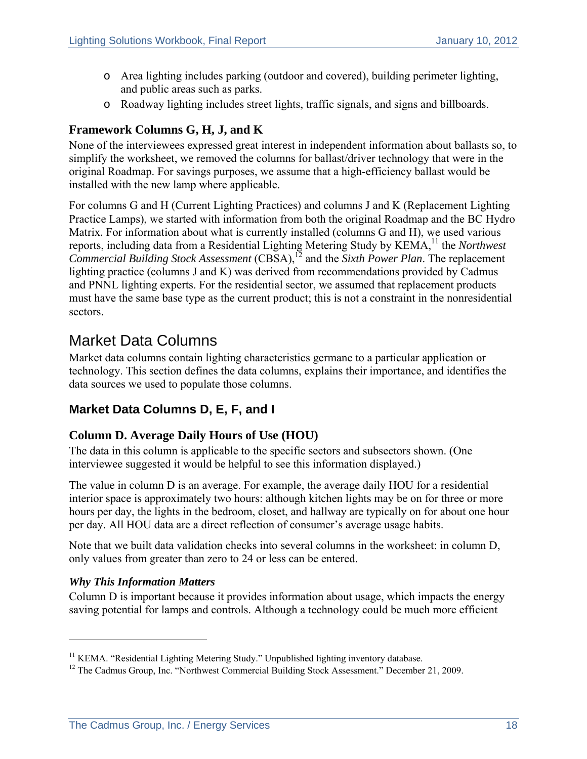- Area lighting includes parking (outdoor and covered), building perimeter lighting, and public areas such as parks.
  - Roadway lighting includes street lights, traffic signals, and signs and billboards.

### Framework Columns G, H, J, and K

None of the interviewees expressed great interest in independent information about ballasts so, to simplify the worksheet, we removed the columns for ballast/driver technology that were in the original Roadmap. For savings purposes, we assume that a high-efficiency ballast would be installed with the new lamp where applicable.

For columns G and H (Current Lighting Practices) and columns J and K (Replacement Lighting Practice Lamps), we started with information from both the original Roadmap and the BC Hydro Matrix. For information about what is currently installed (columns G and H), we used various reports, including data from a Residential Lighting Metering Study by KEMA,[11] the *Northwest Commercial Building Stock Assessment* (CBSA),[12] and the *Sixth Power Plan*. The replacement lighting practice (columns J and K) was derived from recommendations provided by Cadmus and PNNL lighting experts. For the residential sector, we assumed that replacement products must have the same base type as the current product; this is not a constraint in the nonresidential sectors.

## Market Data Columns

Market data columns contain lighting characteristics germane to a particular application or technology. This section defines the data columns, explains their importance, and identifies the data sources we used to populate those columns.

### Market Data Columns D, E, F, and I

#### Column D. Average Daily Hours of Use (HOU)

The data in this column is applicable to the specific sectors and subsectors shown. (One interviewee suggested it would be helpful to see this information displayed.)

The value in column D is an average. For example, the average daily HOU for a residential interior space is approximately two hours: although kitchen lights may be on for three or more hours per day, the lights in the bedroom, closet, and hallway are typically on for about one hour per day. All HOU data are a direct reflection of consumer's average usage habits.

Note that we built data validation checks into several columns in the worksheet: in column D, only values from greater than zero to 24 or less can be entered.

***Why This Information Matters***

Column D is important because it provides information about usage, which impacts the energy saving potential for lamps and controls. Although a technology could be much more efficient

---

[11] KEMA. "Residential Lighting Metering Study." Unpublished lighting inventory database.

[12] The Cadmus Group, Inc. "Northwest Commercial Building Stock Assessment." December 21, 2009.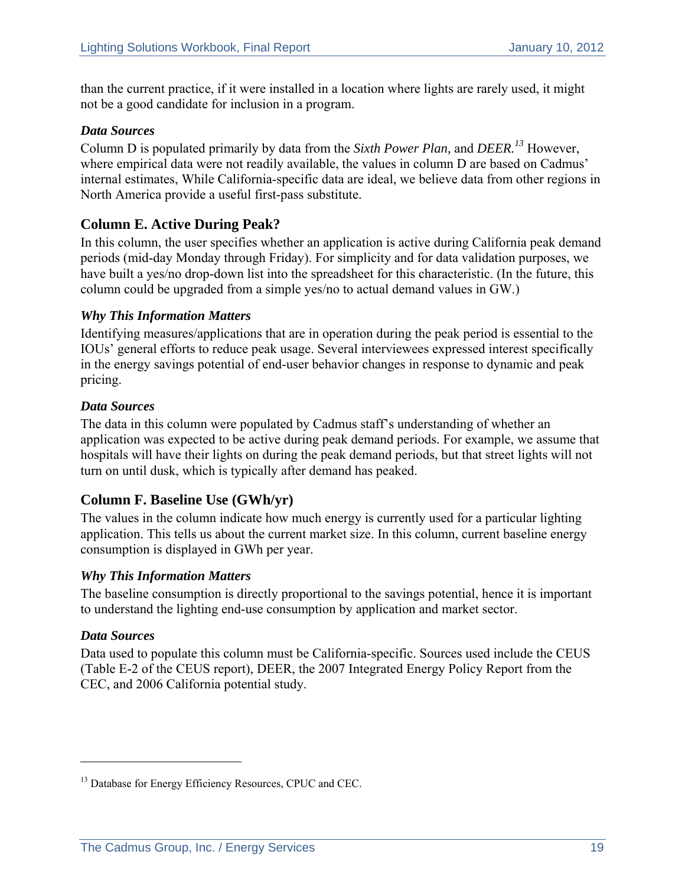than the current practice, if it were installed in a location where lights are rarely used, it might not be a good candidate for inclusion in a program.

#### *Data Sources*

Column D is populated primarily by data from the *Sixth Power Plan,* and *DEER.*[13] However, where empirical data were not readily available, the values in column D are based on Cadmus' internal estimates, While California-specific data are ideal, we believe data from other regions in North America provide a useful first-pass substitute.

### Column E. Active During Peak?

In this column, the user specifies whether an application is active during California peak demand periods (mid-day Monday through Friday). For simplicity and for data validation purposes, we have built a yes/no drop-down list into the spreadsheet for this characteristic. (In the future, this column could be upgraded from a simple yes/no to actual demand values in GW.)

#### *Why This Information Matters*

Identifying measures/applications that are in operation during the peak period is essential to the IOUs' general efforts to reduce peak usage. Several interviewees expressed interest specifically in the energy savings potential of end-user behavior changes in response to dynamic and peak pricing.

#### *Data Sources*

The data in this column were populated by Cadmus staff's understanding of whether an application was expected to be active during peak demand periods. For example, we assume that hospitals will have their lights on during the peak demand periods, but that street lights will not turn on until dusk, which is typically after demand has peaked.

### Column F. Baseline Use (GWh/yr)

The values in the column indicate how much energy is currently used for a particular lighting application. This tells us about the current market size. In this column, current baseline energy consumption is displayed in GWh per year.

#### *Why This Information Matters*

The baseline consumption is directly proportional to the savings potential, hence it is important to understand the lighting end-use consumption by application and market sector.

#### *Data Sources*

Data used to populate this column must be California-specific. Sources used include the CEUS (Table E-2 of the CEUS report), DEER, the 2007 Integrated Energy Policy Report from the CEC, and 2006 California potential study.

---

[13] Database for Energy Efficiency Resources, CPUC and CEC.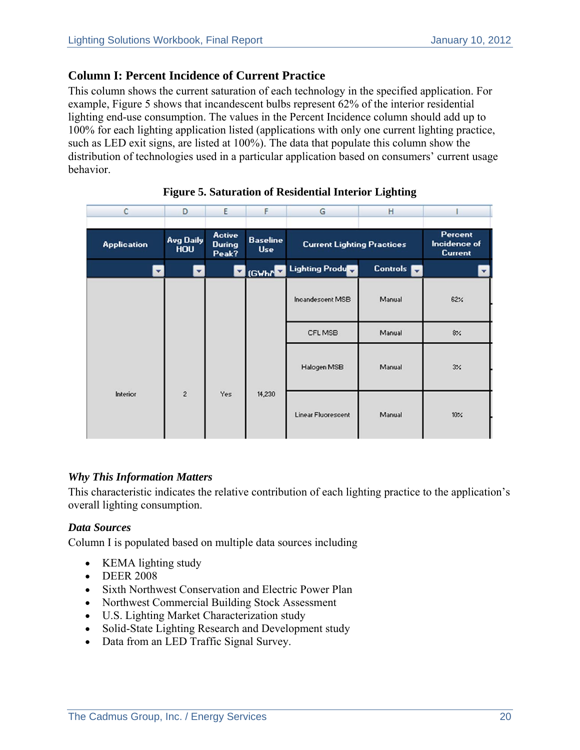### Column I: Percent Incidence of Current Practice

This column shows the current saturation of each technology in the specified application. For example, Figure 5 shows that incandescent bulbs represent 62% of the interior residential lighting end-use consumption. The values in the Percent Incidence column should add up to 100% for each lighting application listed (applications with only one current lighting practice, such as LED exit signs, are listed at 100%). The data that populate this column show the distribution of technologies used in a particular application based on consumers' current usage behavior.

**Figure 5. Saturation of Residential Interior Lighting**

| C | D | E | F | G | H | I |
|---|---|---|---|---|---|---|
| Application | Avg Daily HOU | Active During Peak? | Baseline Use (GWh/ | Current Lighting Practices: Lighting Produ | Controls | Percent Incidence of Current |
| Interior | 2 | Yes | 14,230 | Incandescent MSB | Manual | 62% |
| | | | | CFL MSB | Manual | 8% |
| | | | | Halogen MSB | Manual | 3% |
| | | | | Linear Fluorescent | Manual | 10% |

#### *Why This Information Matters*

This characteristic indicates the relative contribution of each lighting practice to the application's overall lighting consumption.

#### *Data Sources*

Column I is populated based on multiple data sources including

- KEMA lighting study
- DEER 2008
- Sixth Northwest Conservation and Electric Power Plan
- Northwest Commercial Building Stock Assessment
- U.S. Lighting Market Characterization study
- Solid-State Lighting Research and Development study
- Data from an LED Traffic Signal Survey.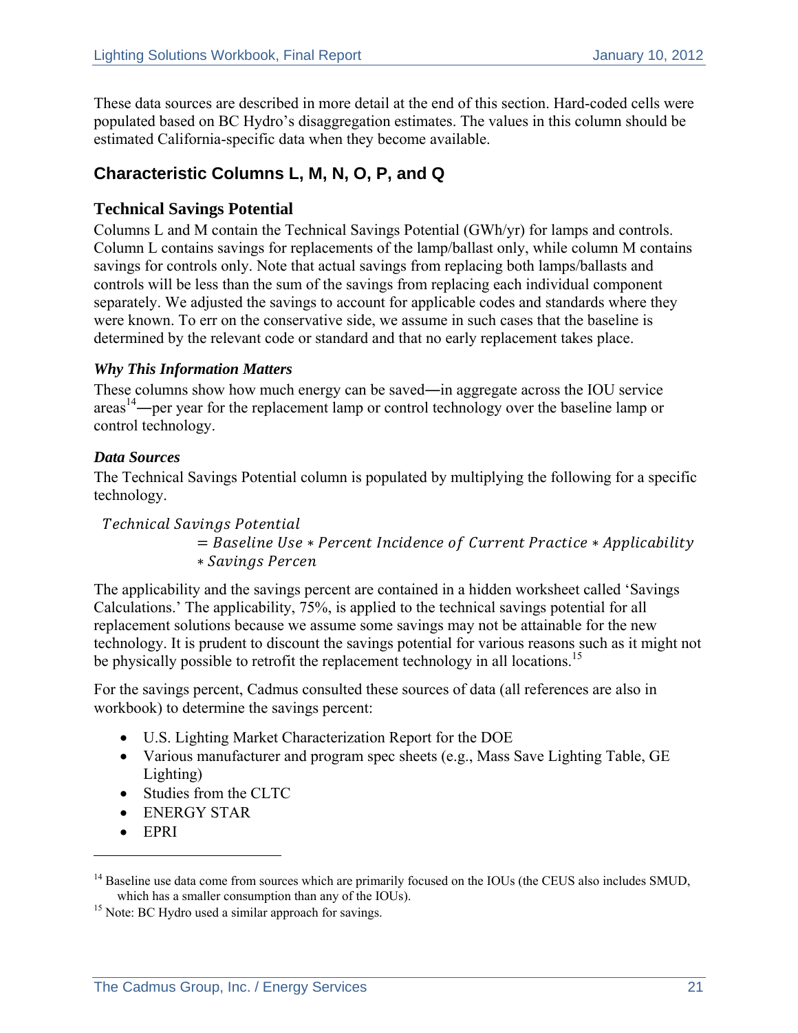These data sources are described in more detail at the end of this section. Hard-coded cells were populated based on BC Hydro's disaggregation estimates. The values in this column should be estimated California-specific data when they become available.

## Characteristic Columns L, M, N, O, P, and Q

### Technical Savings Potential

Columns L and M contain the Technical Savings Potential (GWh/yr) for lamps and controls. Column L contains savings for replacements of the lamp/ballast only, while column M contains savings for controls only. Note that actual savings from replacing both lamps/ballasts and controls will be less than the sum of the savings from replacing each individual component separately. We adjusted the savings to account for applicable codes and standards where they were known. To err on the conservative side, we assume in such cases that the baseline is determined by the relevant code or standard and that no early replacement takes place.

#### *Why This Information Matters*

These columns show how much energy can be saved—in aggregate across the IOU service areas[14]—per year for the replacement lamp or control technology over the baseline lamp or control technology.

#### *Data Sources*

The Technical Savings Potential column is populated by multiplying the following for a specific technology.

$$Technical\ Savings\ Potential = Baseline\ Use * Percent\ Incidence\ of\ Current\ Practice * Applicability * Savings\ Percen$$

The applicability and the savings percent are contained in a hidden worksheet called 'Savings Calculations.' The applicability, 75%, is applied to the technical savings potential for all replacement solutions because we assume some savings may not be attainable for the new technology. It is prudent to discount the savings potential for various reasons such as it might not be physically possible to retrofit the replacement technology in all locations.[15]

For the savings percent, Cadmus consulted these sources of data (all references are also in workbook) to determine the savings percent:

- U.S. Lighting Market Characterization Report for the DOE
- Various manufacturer and program spec sheets (e.g., Mass Save Lighting Table, GE Lighting)
- Studies from the CLTC
- ENERGY STAR
- EPRI

---

[14] Baseline use data come from sources which are primarily focused on the IOUs (the CEUS also includes SMUD, which has a smaller consumption than any of the IOUs).

[15] Note: BC Hydro used a similar approach for savings.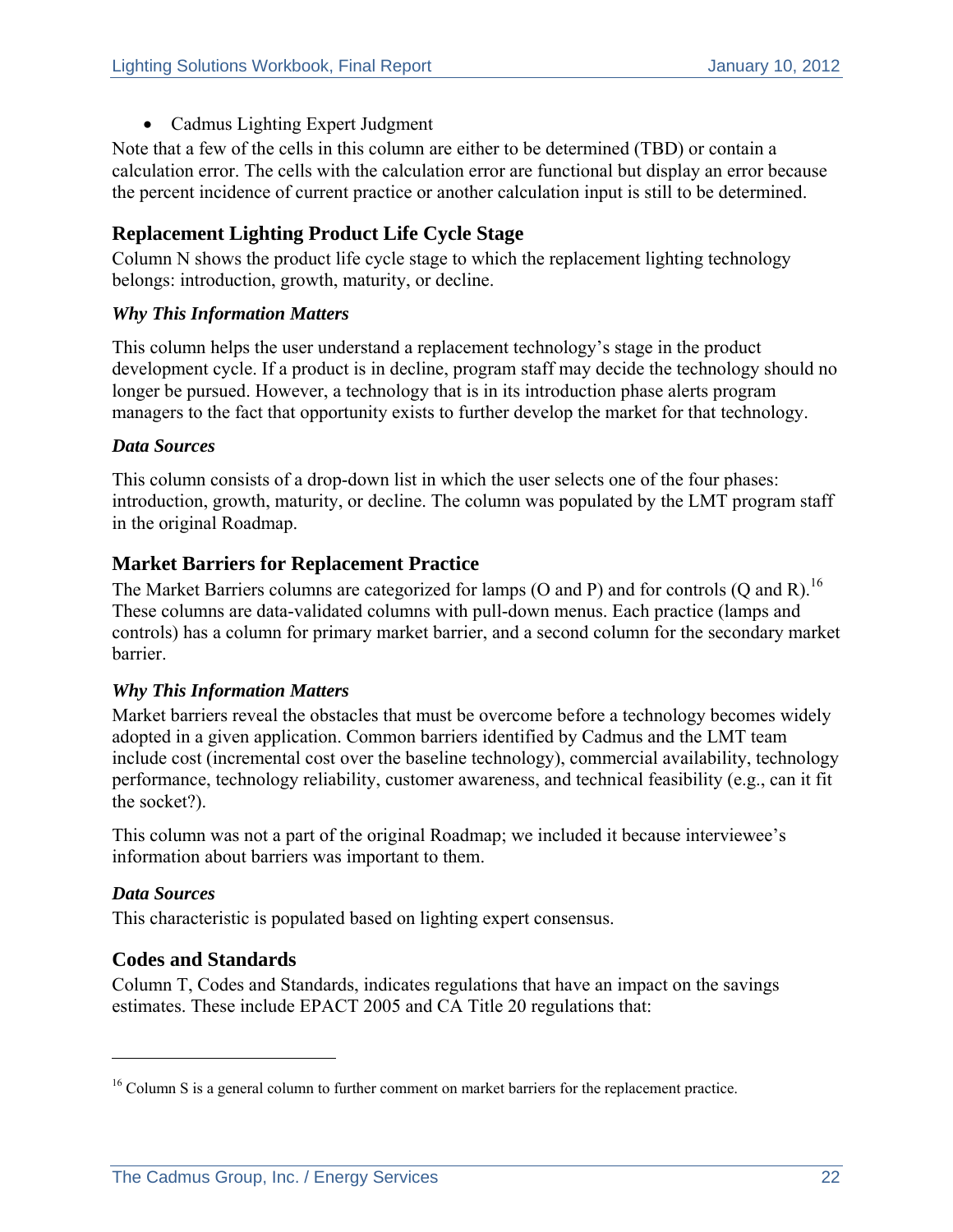- Cadmus Lighting Expert Judgment

Note that a few of the cells in this column are either to be determined (TBD) or contain a calculation error. The cells with the calculation error are functional but display an error because the percent incidence of current practice or another calculation input is still to be determined.

### Replacement Lighting Product Life Cycle Stage

Column N shows the product life cycle stage to which the replacement lighting technology belongs: introduction, growth, maturity, or decline.

#### *Why This Information Matters*

This column helps the user understand a replacement technology's stage in the product development cycle. If a product is in decline, program staff may decide the technology should no longer be pursued. However, a technology that is in its introduction phase alerts program managers to the fact that opportunity exists to further develop the market for that technology.

#### *Data Sources*

This column consists of a drop-down list in which the user selects one of the four phases: introduction, growth, maturity, or decline. The column was populated by the LMT program staff in the original Roadmap.

### Market Barriers for Replacement Practice

The Market Barriers columns are categorized for lamps (O and P) and for controls (Q and R).[16] These columns are data-validated columns with pull-down menus. Each practice (lamps and controls) has a column for primary market barrier, and a second column for the secondary market barrier.

#### *Why This Information Matters*

Market barriers reveal the obstacles that must be overcome before a technology becomes widely adopted in a given application. Common barriers identified by Cadmus and the LMT team include cost (incremental cost over the baseline technology), commercial availability, technology performance, technology reliability, customer awareness, and technical feasibility (e.g., can it fit the socket?).

This column was not a part of the original Roadmap; we included it because interviewee's information about barriers was important to them.

#### *Data Sources*

This characteristic is populated based on lighting expert consensus.

### Codes and Standards

Column T, Codes and Standards, indicates regulations that have an impact on the savings estimates. These include EPACT 2005 and CA Title 20 regulations that:

---

[16] Column S is a general column to further comment on market barriers for the replacement practice.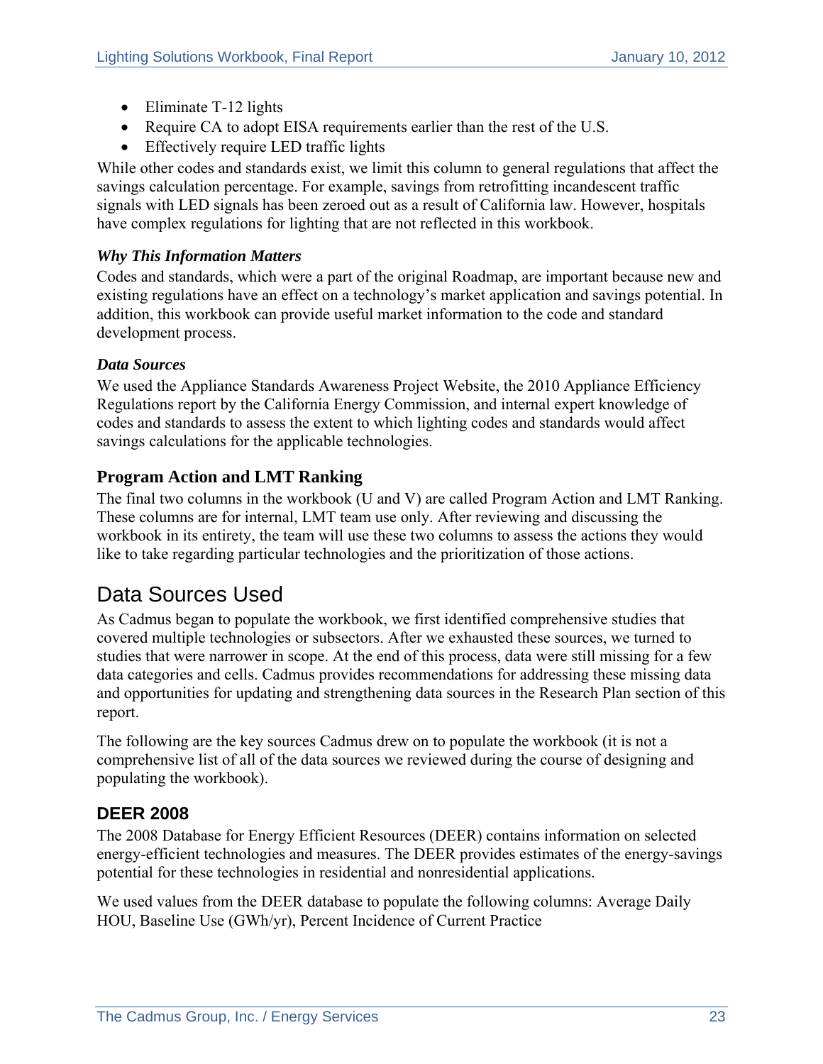- Eliminate T-12 lights
- Require CA to adopt EISA requirements earlier than the rest of the U.S.
- Effectively require LED traffic lights

While other codes and standards exist, we limit this column to general regulations that affect the savings calculation percentage. For example, savings from retrofitting incandescent traffic signals with LED signals has been zeroed out as a result of California law. However, hospitals have complex regulations for lighting that are not reflected in this workbook.

***Why This Information Matters***

Codes and standards, which were a part of the original Roadmap, are important because new and existing regulations have an effect on a technology's market application and savings potential. In addition, this workbook can provide useful market information to the code and standard development process.

***Data Sources***

We used the Appliance Standards Awareness Project Website, the 2010 Appliance Efficiency Regulations report by the California Energy Commission, and internal expert knowledge of codes and standards to assess the extent to which lighting codes and standards would affect savings calculations for the applicable technologies.

### Program Action and LMT Ranking

The final two columns in the workbook (U and V) are called Program Action and LMT Ranking. These columns are for internal, LMT team use only. After reviewing and discussing the workbook in its entirety, the team will use these two columns to assess the actions they would like to take regarding particular technologies and the prioritization of those actions.

## Data Sources Used

As Cadmus began to populate the workbook, we first identified comprehensive studies that covered multiple technologies or subsectors. After we exhausted these sources, we turned to studies that were narrower in scope. At the end of this process, data were still missing for a few data categories and cells. Cadmus provides recommendations for addressing these missing data and opportunities for updating and strengthening data sources in the Research Plan section of this report.

The following are the key sources Cadmus drew on to populate the workbook (it is not a comprehensive list of all of the data sources we reviewed during the course of designing and populating the workbook).

### DEER 2008

The 2008 Database for Energy Efficient Resources (DEER) contains information on selected energy-efficient technologies and measures. The DEER provides estimates of the energy-savings potential for these technologies in residential and nonresidential applications.

We used values from the DEER database to populate the following columns: Average Daily HOU, Baseline Use (GWh/yr), Percent Incidence of Current Practice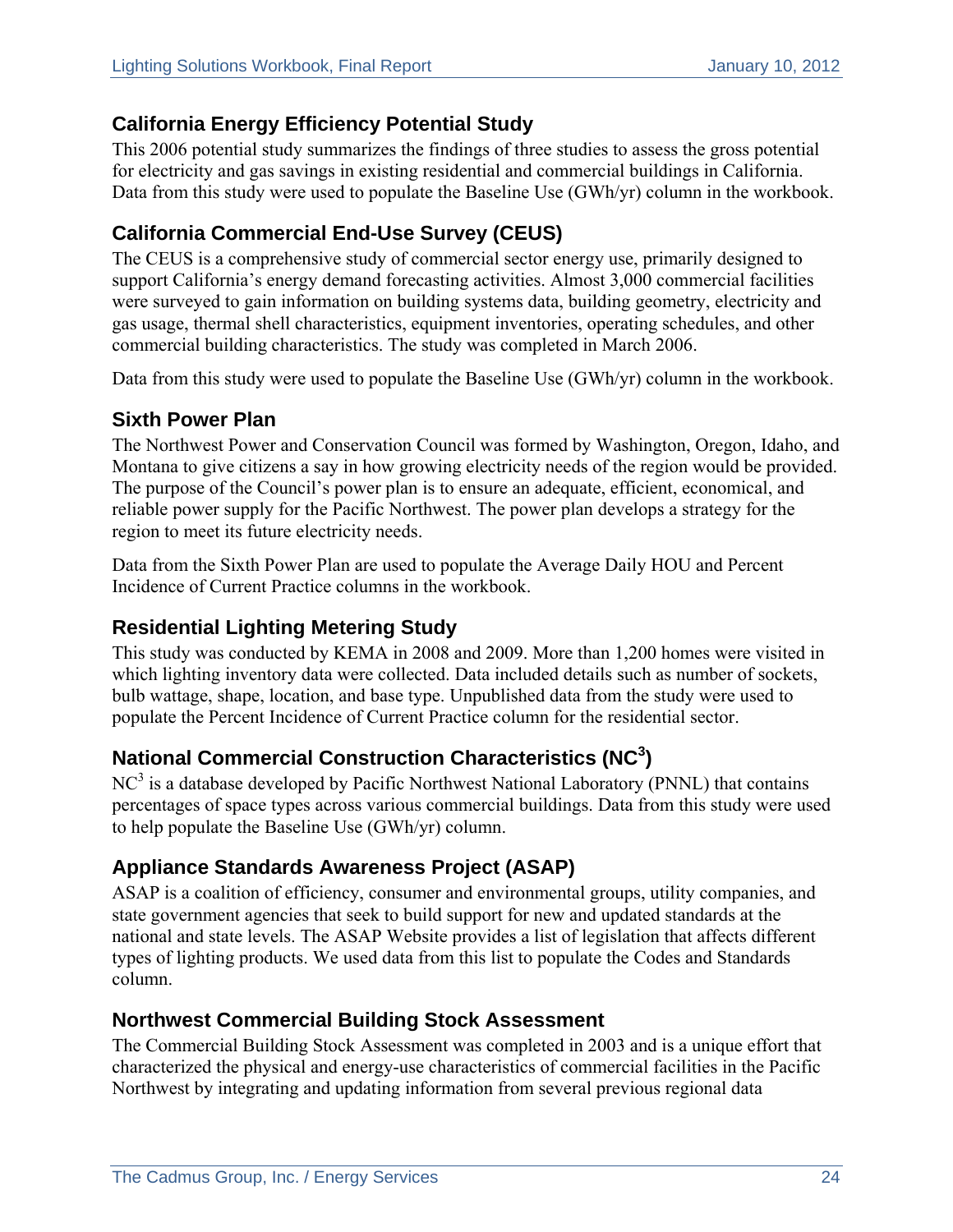## California Energy Efficiency Potential Study

This 2006 potential study summarizes the findings of three studies to assess the gross potential for electricity and gas savings in existing residential and commercial buildings in California. Data from this study were used to populate the Baseline Use (GWh/yr) column in the workbook.

## California Commercial End-Use Survey (CEUS)

The CEUS is a comprehensive study of commercial sector energy use, primarily designed to support California's energy demand forecasting activities. Almost 3,000 commercial facilities were surveyed to gain information on building systems data, building geometry, electricity and gas usage, thermal shell characteristics, equipment inventories, operating schedules, and other commercial building characteristics. The study was completed in March 2006.

Data from this study were used to populate the Baseline Use (GWh/yr) column in the workbook.

## Sixth Power Plan

The Northwest Power and Conservation Council was formed by Washington, Oregon, Idaho, and Montana to give citizens a say in how growing electricity needs of the region would be provided. The purpose of the Council's power plan is to ensure an adequate, efficient, economical, and reliable power supply for the Pacific Northwest. The power plan develops a strategy for the region to meet its future electricity needs.

Data from the Sixth Power Plan are used to populate the Average Daily HOU and Percent Incidence of Current Practice columns in the workbook.

## Residential Lighting Metering Study

This study was conducted by KEMA in 2008 and 2009. More than 1,200 homes were visited in which lighting inventory data were collected. Data included details such as number of sockets, bulb wattage, shape, location, and base type. Unpublished data from the study were used to populate the Percent Incidence of Current Practice column for the residential sector.

## National Commercial Construction Characteristics ($NC^3$)

$NC^3$ is a database developed by Pacific Northwest National Laboratory (PNNL) that contains percentages of space types across various commercial buildings. Data from this study were used to help populate the Baseline Use (GWh/yr) column.

## Appliance Standards Awareness Project (ASAP)

ASAP is a coalition of efficiency, consumer and environmental groups, utility companies, and state government agencies that seek to build support for new and updated standards at the national and state levels. The ASAP Website provides a list of legislation that affects different types of lighting products. We used data from this list to populate the Codes and Standards column.

## Northwest Commercial Building Stock Assessment

The Commercial Building Stock Assessment was completed in 2003 and is a unique effort that characterized the physical and energy-use characteristics of commercial facilities in the Pacific Northwest by integrating and updating information from several previous regional data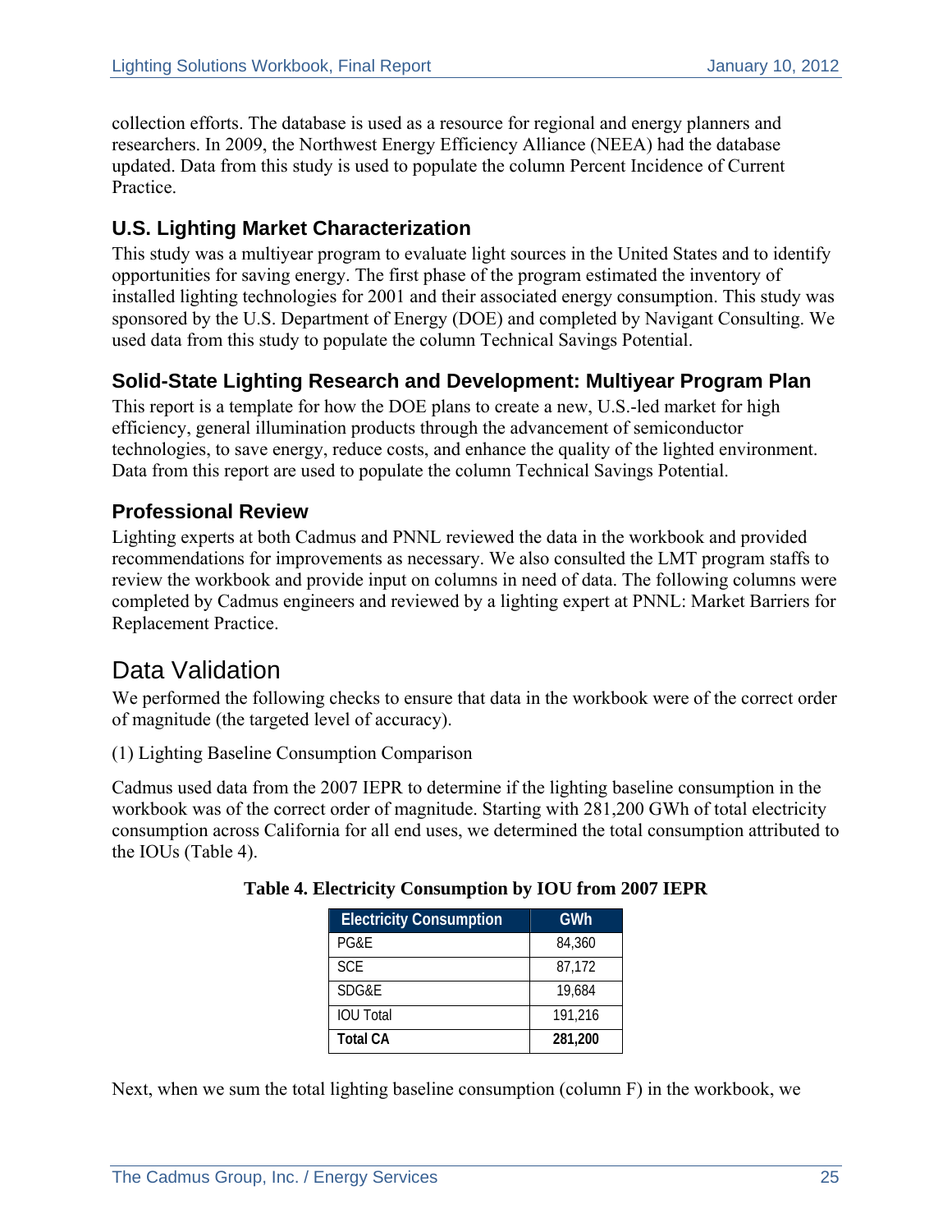collection efforts. The database is used as a resource for regional and energy planners and researchers. In 2009, the Northwest Energy Efficiency Alliance (NEEA) had the database updated. Data from this study is used to populate the column Percent Incidence of Current Practice.

### U.S. Lighting Market Characterization

This study was a multiyear program to evaluate light sources in the United States and to identify opportunities for saving energy. The first phase of the program estimated the inventory of installed lighting technologies for 2001 and their associated energy consumption. This study was sponsored by the U.S. Department of Energy (DOE) and completed by Navigant Consulting. We used data from this study to populate the column Technical Savings Potential.

### Solid-State Lighting Research and Development: Multiyear Program Plan

This report is a template for how the DOE plans to create a new, U.S.-led market for high efficiency, general illumination products through the advancement of semiconductor technologies, to save energy, reduce costs, and enhance the quality of the lighted environment. Data from this report are used to populate the column Technical Savings Potential.

### Professional Review

Lighting experts at both Cadmus and PNNL reviewed the data in the workbook and provided recommendations for improvements as necessary. We also consulted the LMT program staffs to review the workbook and provide input on columns in need of data. The following columns were completed by Cadmus engineers and reviewed by a lighting expert at PNNL: Market Barriers for Replacement Practice.

## Data Validation

We performed the following checks to ensure that data in the workbook were of the correct order of magnitude (the targeted level of accuracy).

(1) Lighting Baseline Consumption Comparison

Cadmus used data from the 2007 IEPR to determine if the lighting baseline consumption in the workbook was of the correct order of magnitude. Starting with 281,200 GWh of total electricity consumption across California for all end uses, we determined the total consumption attributed to the IOUs (Table 4).

**Table 4. Electricity Consumption by IOU from 2007 IEPR**

| Electricity Consumption | GWh |
|---|---|
| PG&E | 84,360 |
| SCE | 87,172 |
| SDG&E | 19,684 |
| IOU Total | 191,216 |
| **Total CA** | **281,200** |

Next, when we sum the total lighting baseline consumption (column F) in the workbook, we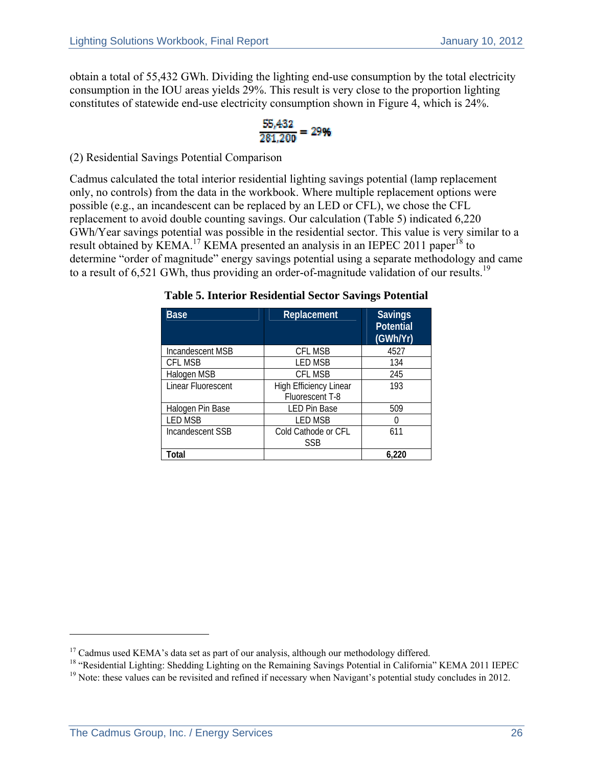obtain a total of 55,432 GWh. Dividing the lighting end-use consumption by the total electricity consumption in the IOU areas yields 29%. This result is very close to the proportion lighting constitutes of statewide end-use electricity consumption shown in Figure 4, which is 24%.

$$\frac{55{,}432}{281{,}200} = 29\%$$

(2) Residential Savings Potential Comparison

Cadmus calculated the total interior residential lighting savings potential (lamp replacement only, no controls) from the data in the workbook. Where multiple replacement options were possible (e.g., an incandescent can be replaced by an LED or CFL), we chose the CFL replacement to avoid double counting savings. Our calculation (Table 5) indicated 6,220 GWh/Year savings potential was possible in the residential sector. This value is very similar to a result obtained by KEMA.[17] KEMA presented an analysis in an IEPEC 2011 paper[18] to determine "order of magnitude" energy savings potential using a separate methodology and came to a result of 6,521 GWh, thus providing an order-of-magnitude validation of our results.[19]

**Table 5. Interior Residential Sector Savings Potential**

| Base | Replacement | Savings Potential (GWh/Yr) |
|---|---|---|
| Incandescent MSB | CFL MSB | 4527 |
| CFL MSB | LED MSB | 134 |
| Halogen MSB | CFL MSB | 245 |
| Linear Fluorescent | High Efficiency Linear Fluorescent T-8 | 193 |
| Halogen Pin Base | LED Pin Base | 509 |
| LED MSB | LED MSB | 0 |
| Incandescent SSB | Cold Cathode or CFL SSB | 611 |
| **Total** | | **6,220** |

[17] Cadmus used KEMA's data set as part of our analysis, although our methodology differed.

[18] "Residential Lighting: Shedding Lighting on the Remaining Savings Potential in California" KEMA 2011 IEPEC

[19] Note: these values can be revisited and refined if necessary when Navigant's potential study concludes in 2012.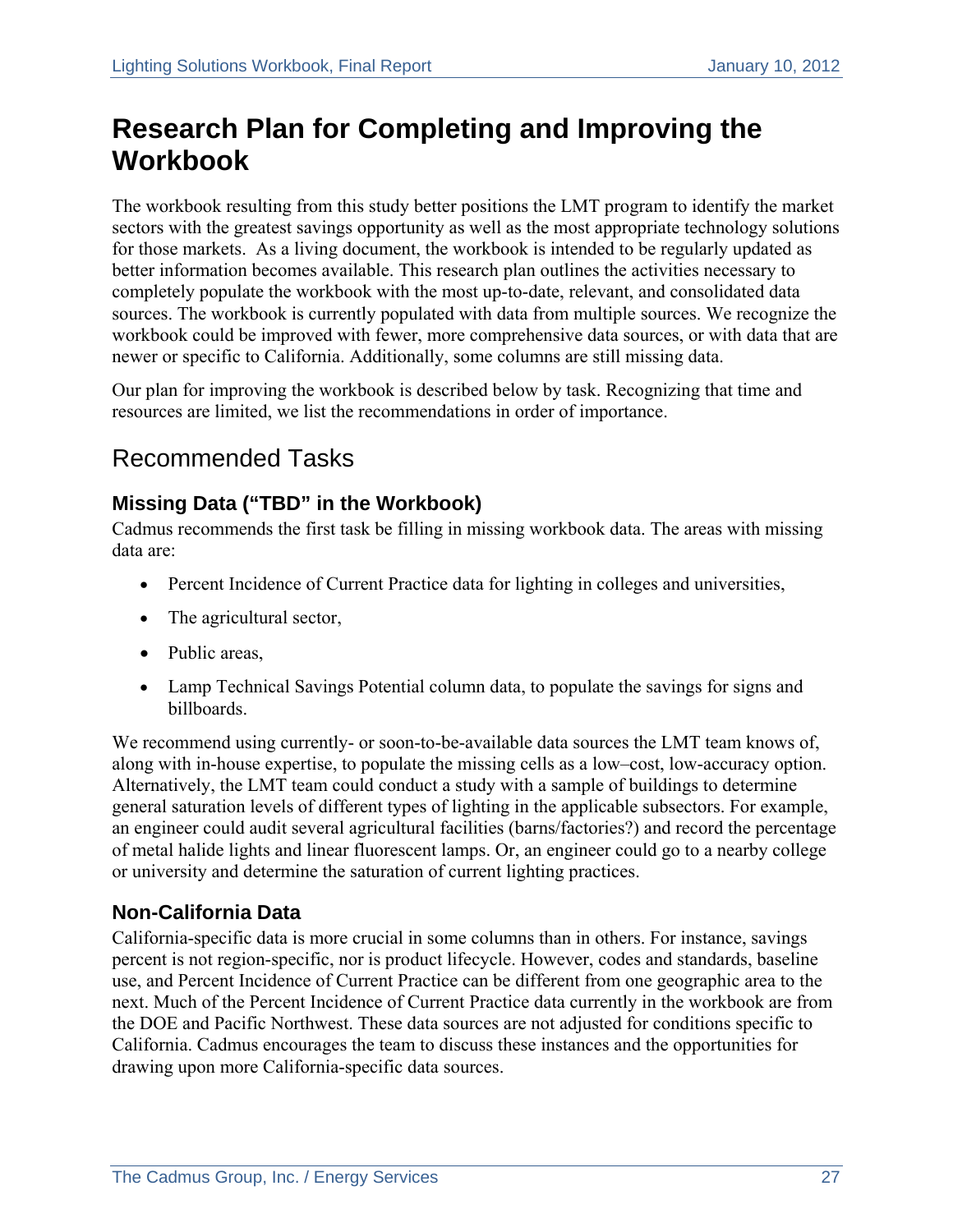# Research Plan for Completing and Improving the Workbook

The workbook resulting from this study better positions the LMT program to identify the market sectors with the greatest savings opportunity as well as the most appropriate technology solutions for those markets. As a living document, the workbook is intended to be regularly updated as better information becomes available. This research plan outlines the activities necessary to completely populate the workbook with the most up-to-date, relevant, and consolidated data sources. The workbook is currently populated with data from multiple sources. We recognize the workbook could be improved with fewer, more comprehensive data sources, or with data that are newer or specific to California. Additionally, some columns are still missing data.

Our plan for improving the workbook is described below by task. Recognizing that time and resources are limited, we list the recommendations in order of importance.

## Recommended Tasks

### Missing Data ("TBD" in the Workbook)

Cadmus recommends the first task be filling in missing workbook data. The areas with missing data are:

- Percent Incidence of Current Practice data for lighting in colleges and universities,
- The agricultural sector,
- Public areas,
- Lamp Technical Savings Potential column data, to populate the savings for signs and billboards.

We recommend using currently- or soon-to-be-available data sources the LMT team knows of, along with in-house expertise, to populate the missing cells as a low–cost, low-accuracy option. Alternatively, the LMT team could conduct a study with a sample of buildings to determine general saturation levels of different types of lighting in the applicable subsectors. For example, an engineer could audit several agricultural facilities (barns/factories?) and record the percentage of metal halide lights and linear fluorescent lamps. Or, an engineer could go to a nearby college or university and determine the saturation of current lighting practices.

### Non-California Data

California-specific data is more crucial in some columns than in others. For instance, savings percent is not region-specific, nor is product lifecycle. However, codes and standards, baseline use, and Percent Incidence of Current Practice can be different from one geographic area to the next. Much of the Percent Incidence of Current Practice data currently in the workbook are from the DOE and Pacific Northwest. These data sources are not adjusted for conditions specific to California. Cadmus encourages the team to discuss these instances and the opportunities for drawing upon more California-specific data sources.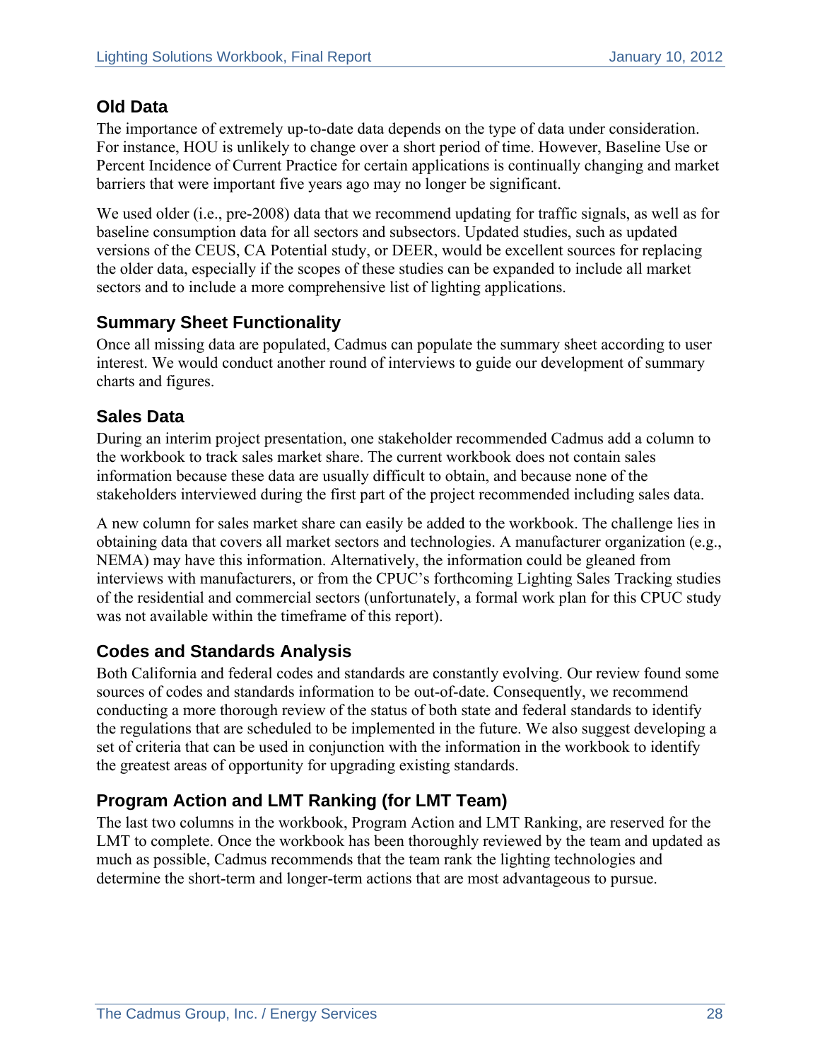## Old Data

The importance of extremely up-to-date data depends on the type of data under consideration. For instance, HOU is unlikely to change over a short period of time. However, Baseline Use or Percent Incidence of Current Practice for certain applications is continually changing and market barriers that were important five years ago may no longer be significant.

We used older (i.e., pre-2008) data that we recommend updating for traffic signals, as well as for baseline consumption data for all sectors and subsectors. Updated studies, such as updated versions of the CEUS, CA Potential study, or DEER, would be excellent sources for replacing the older data, especially if the scopes of these studies can be expanded to include all market sectors and to include a more comprehensive list of lighting applications.

## Summary Sheet Functionality

Once all missing data are populated, Cadmus can populate the summary sheet according to user interest. We would conduct another round of interviews to guide our development of summary charts and figures.

## Sales Data

During an interim project presentation, one stakeholder recommended Cadmus add a column to the workbook to track sales market share. The current workbook does not contain sales information because these data are usually difficult to obtain, and because none of the stakeholders interviewed during the first part of the project recommended including sales data.

A new column for sales market share can easily be added to the workbook. The challenge lies in obtaining data that covers all market sectors and technologies. A manufacturer organization (e.g., NEMA) may have this information. Alternatively, the information could be gleaned from interviews with manufacturers, or from the CPUC's forthcoming Lighting Sales Tracking studies of the residential and commercial sectors (unfortunately, a formal work plan for this CPUC study was not available within the timeframe of this report).

## Codes and Standards Analysis

Both California and federal codes and standards are constantly evolving. Our review found some sources of codes and standards information to be out-of-date. Consequently, we recommend conducting a more thorough review of the status of both state and federal standards to identify the regulations that are scheduled to be implemented in the future. We also suggest developing a set of criteria that can be used in conjunction with the information in the workbook to identify the greatest areas of opportunity for upgrading existing standards.

## Program Action and LMT Ranking (for LMT Team)

The last two columns in the workbook, Program Action and LMT Ranking, are reserved for the LMT to complete. Once the workbook has been thoroughly reviewed by the team and updated as much as possible, Cadmus recommends that the team rank the lighting technologies and determine the short-term and longer-term actions that are most advantageous to pursue.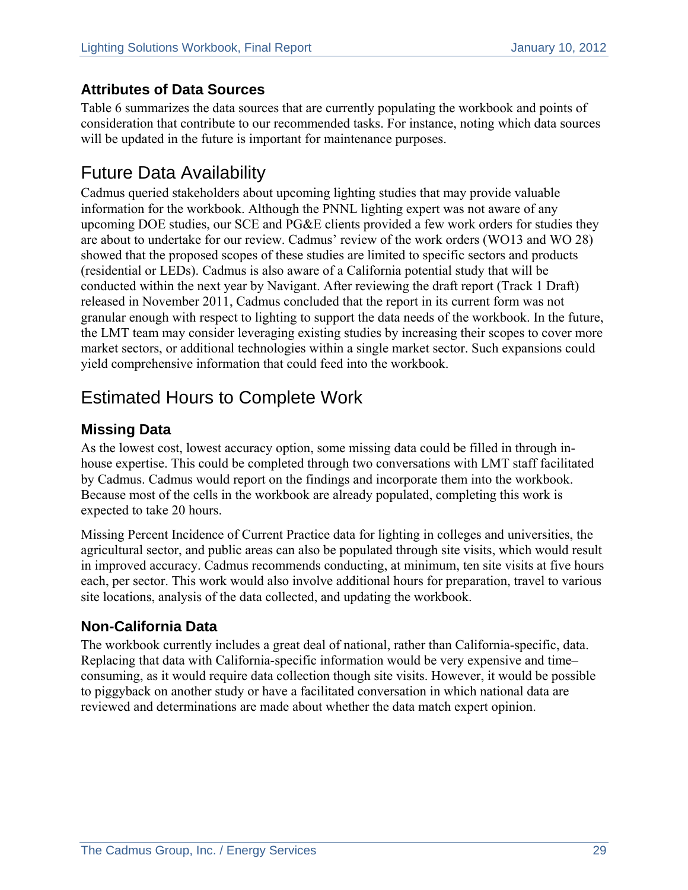### Attributes of Data Sources

Table 6 summarizes the data sources that are currently populating the workbook and points of consideration that contribute to our recommended tasks. For instance, noting which data sources will be updated in the future is important for maintenance purposes.

## Future Data Availability

Cadmus queried stakeholders about upcoming lighting studies that may provide valuable information for the workbook. Although the PNNL lighting expert was not aware of any upcoming DOE studies, our SCE and PG&E clients provided a few work orders for studies they are about to undertake for our review. Cadmus' review of the work orders (WO13 and WO 28) showed that the proposed scopes of these studies are limited to specific sectors and products (residential or LEDs). Cadmus is also aware of a California potential study that will be conducted within the next year by Navigant. After reviewing the draft report (Track 1 Draft) released in November 2011, Cadmus concluded that the report in its current form was not granular enough with respect to lighting to support the data needs of the workbook. In the future, the LMT team may consider leveraging existing studies by increasing their scopes to cover more market sectors, or additional technologies within a single market sector. Such expansions could yield comprehensive information that could feed into the workbook.

## Estimated Hours to Complete Work

### Missing Data

As the lowest cost, lowest accuracy option, some missing data could be filled in through in-house expertise. This could be completed through two conversations with LMT staff facilitated by Cadmus. Cadmus would report on the findings and incorporate them into the workbook. Because most of the cells in the workbook are already populated, completing this work is expected to take 20 hours.

Missing Percent Incidence of Current Practice data for lighting in colleges and universities, the agricultural sector, and public areas can also be populated through site visits, which would result in improved accuracy. Cadmus recommends conducting, at minimum, ten site visits at five hours each, per sector. This work would also involve additional hours for preparation, travel to various site locations, analysis of the data collected, and updating the workbook.

### Non-California Data

The workbook currently includes a great deal of national, rather than California-specific, data. Replacing that data with California-specific information would be very expensive and time–consuming, as it would require data collection though site visits. However, it would be possible to piggyback on another study or have a facilitated conversation in which national data are reviewed and determinations are made about whether the data match expert opinion.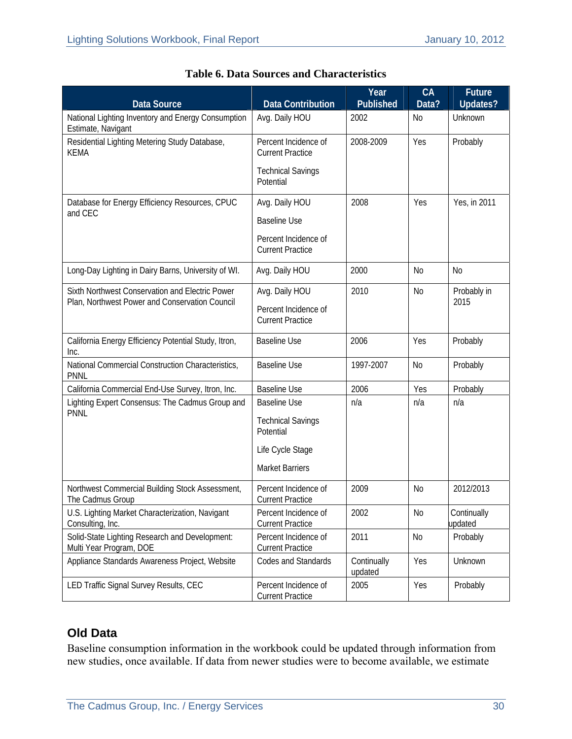**Table 6. Data Sources and Characteristics**

| Data Source | Data Contribution | Year Published | CA Data? | Future Updates? |
|---|---|---|---|---|
| National Lighting Inventory and Energy Consumption Estimate, Navigant | Avg. Daily HOU | 2002 | No | Unknown |
| Residential Lighting Metering Study Database, KEMA | Percent Incidence of Current Practice<br><br>Technical Savings Potential | 2008-2009 | Yes | Probably |
| Database for Energy Efficiency Resources, CPUC and CEC | Avg. Daily HOU<br><br>Baseline Use<br><br>Percent Incidence of Current Practice | 2008 | Yes | Yes, in 2011 |
| Long-Day Lighting in Dairy Barns, University of WI. | Avg. Daily HOU | 2000 | No | No |
| Sixth Northwest Conservation and Electric Power Plan, Northwest Power and Conservation Council | Avg. Daily HOU<br><br>Percent Incidence of Current Practice | 2010 | No | Probably in 2015 |
| California Energy Efficiency Potential Study, Itron, Inc. | Baseline Use | 2006 | Yes | Probably |
| National Commercial Construction Characteristics, PNNL | Baseline Use | 1997-2007 | No | Probably |
| California Commercial End-Use Survey, Itron, Inc. | Baseline Use | 2006 | Yes | Probably |
| Lighting Expert Consensus: The Cadmus Group and PNNL | Baseline Use<br><br>Technical Savings Potential<br><br>Life Cycle Stage<br><br>Market Barriers | n/a | n/a | n/a |
| Northwest Commercial Building Stock Assessment, The Cadmus Group | Percent Incidence of Current Practice | 2009 | No | 2012/2013 |
| U.S. Lighting Market Characterization, Navigant Consulting, Inc. | Percent Incidence of Current Practice | 2002 | No | Continually updated |
| Solid-State Lighting Research and Development: Multi Year Program, DOE | Percent Incidence of Current Practice | 2011 | No | Probably |
| Appliance Standards Awareness Project, Website | Codes and Standards | Continually updated | Yes | Unknown |
| LED Traffic Signal Survey Results, CEC | Percent Incidence of Current Practice | 2005 | Yes | Probably |

## Old Data

Baseline consumption information in the workbook could be updated through information from new studies, once available. If data from newer studies were to become available, we estimate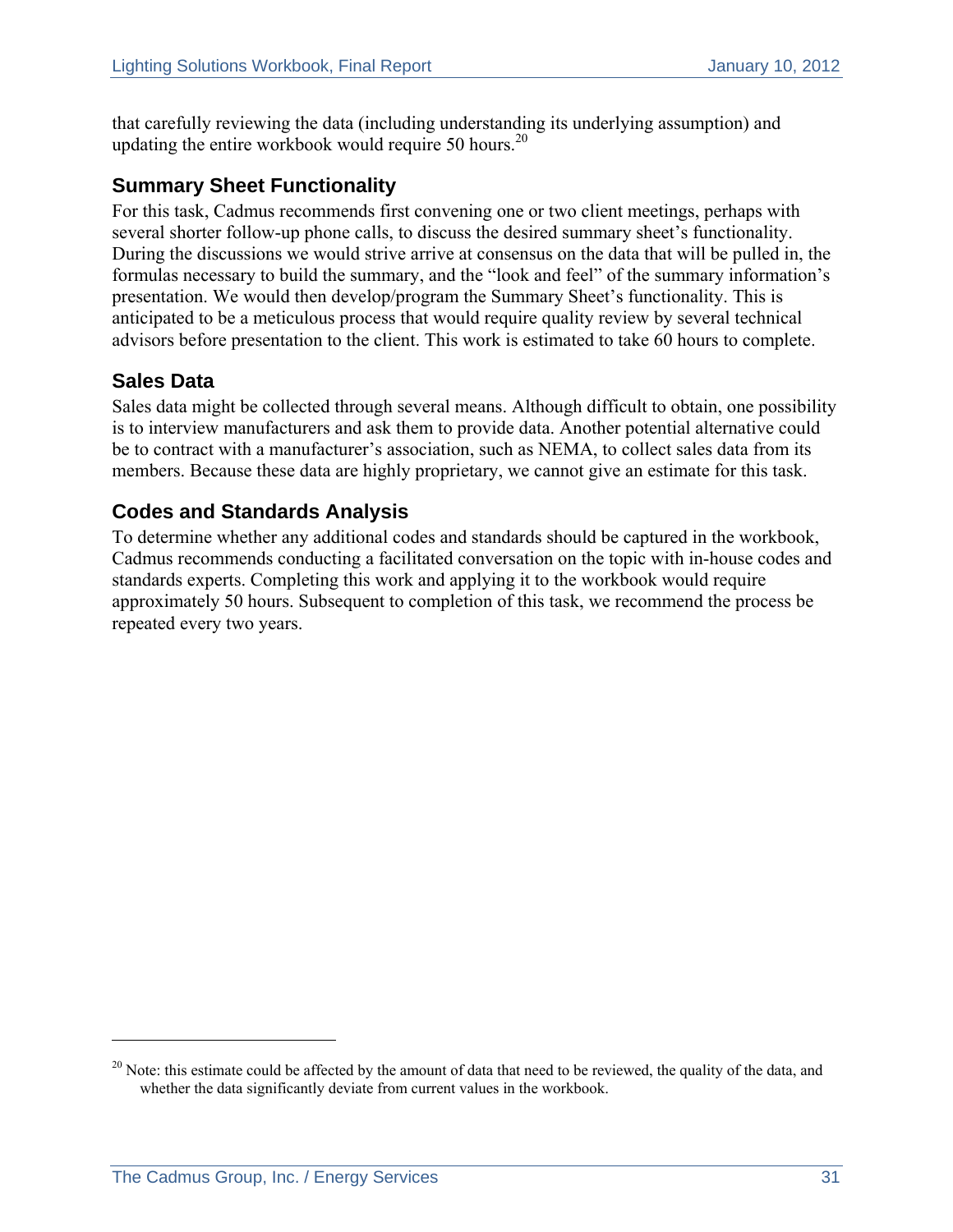that carefully reviewing the data (including understanding its underlying assumption) and updating the entire workbook would require 50 hours.[20]

## Summary Sheet Functionality

For this task, Cadmus recommends first convening one or two client meetings, perhaps with several shorter follow-up phone calls, to discuss the desired summary sheet's functionality. During the discussions we would strive arrive at consensus on the data that will be pulled in, the formulas necessary to build the summary, and the "look and feel" of the summary information's presentation. We would then develop/program the Summary Sheet's functionality. This is anticipated to be a meticulous process that would require quality review by several technical advisors before presentation to the client. This work is estimated to take 60 hours to complete.

## Sales Data

Sales data might be collected through several means. Although difficult to obtain, one possibility is to interview manufacturers and ask them to provide data. Another potential alternative could be to contract with a manufacturer's association, such as NEMA, to collect sales data from its members. Because these data are highly proprietary, we cannot give an estimate for this task.

## Codes and Standards Analysis

To determine whether any additional codes and standards should be captured in the workbook, Cadmus recommends conducting a facilitated conversation on the topic with in-house codes and standards experts. Completing this work and applying it to the workbook would require approximately 50 hours. Subsequent to completion of this task, we recommend the process be repeated every two years.

---

[20] Note: this estimate could be affected by the amount of data that need to be reviewed, the quality of the data, and whether the data significantly deviate from current values in the workbook.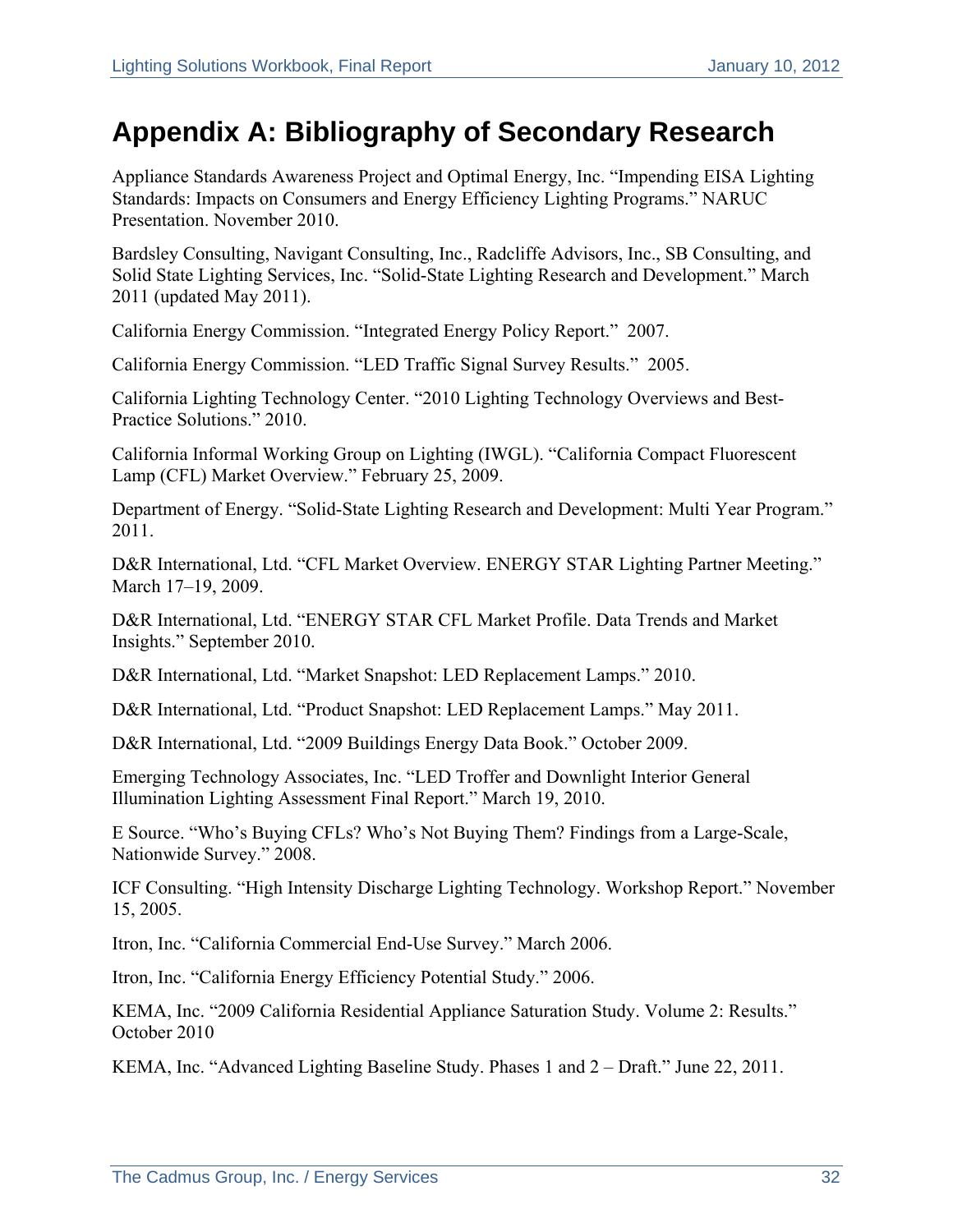# Appendix A: Bibliography of Secondary Research

Appliance Standards Awareness Project and Optimal Energy, Inc. "Impending EISA Lighting Standards: Impacts on Consumers and Energy Efficiency Lighting Programs." NARUC Presentation. November 2010.

Bardsley Consulting, Navigant Consulting, Inc., Radcliffe Advisors, Inc., SB Consulting, and Solid State Lighting Services, Inc. "Solid-State Lighting Research and Development." March 2011 (updated May 2011).

California Energy Commission. "Integrated Energy Policy Report." 2007.

California Energy Commission. "LED Traffic Signal Survey Results." 2005.

California Lighting Technology Center. "2010 Lighting Technology Overviews and Best-Practice Solutions." 2010.

California Informal Working Group on Lighting (IWGL). "California Compact Fluorescent Lamp (CFL) Market Overview." February 25, 2009.

Department of Energy. "Solid-State Lighting Research and Development: Multi Year Program." 2011.

D&R International, Ltd. "CFL Market Overview. ENERGY STAR Lighting Partner Meeting." March 17–19, 2009.

D&R International, Ltd. "ENERGY STAR CFL Market Profile. Data Trends and Market Insights." September 2010.

D&R International, Ltd. "Market Snapshot: LED Replacement Lamps." 2010.

D&R International, Ltd. "Product Snapshot: LED Replacement Lamps." May 2011.

D&R International, Ltd. "2009 Buildings Energy Data Book." October 2009.

Emerging Technology Associates, Inc. "LED Troffer and Downlight Interior General Illumination Lighting Assessment Final Report." March 19, 2010.

E Source. "Who's Buying CFLs? Who's Not Buying Them? Findings from a Large-Scale, Nationwide Survey." 2008.

ICF Consulting. "High Intensity Discharge Lighting Technology. Workshop Report." November 15, 2005.

Itron, Inc. "California Commercial End-Use Survey." March 2006.

Itron, Inc. "California Energy Efficiency Potential Study." 2006.

KEMA, Inc. "2009 California Residential Appliance Saturation Study. Volume 2: Results." October 2010

KEMA, Inc. "Advanced Lighting Baseline Study. Phases 1 and 2 – Draft." June 22, 2011.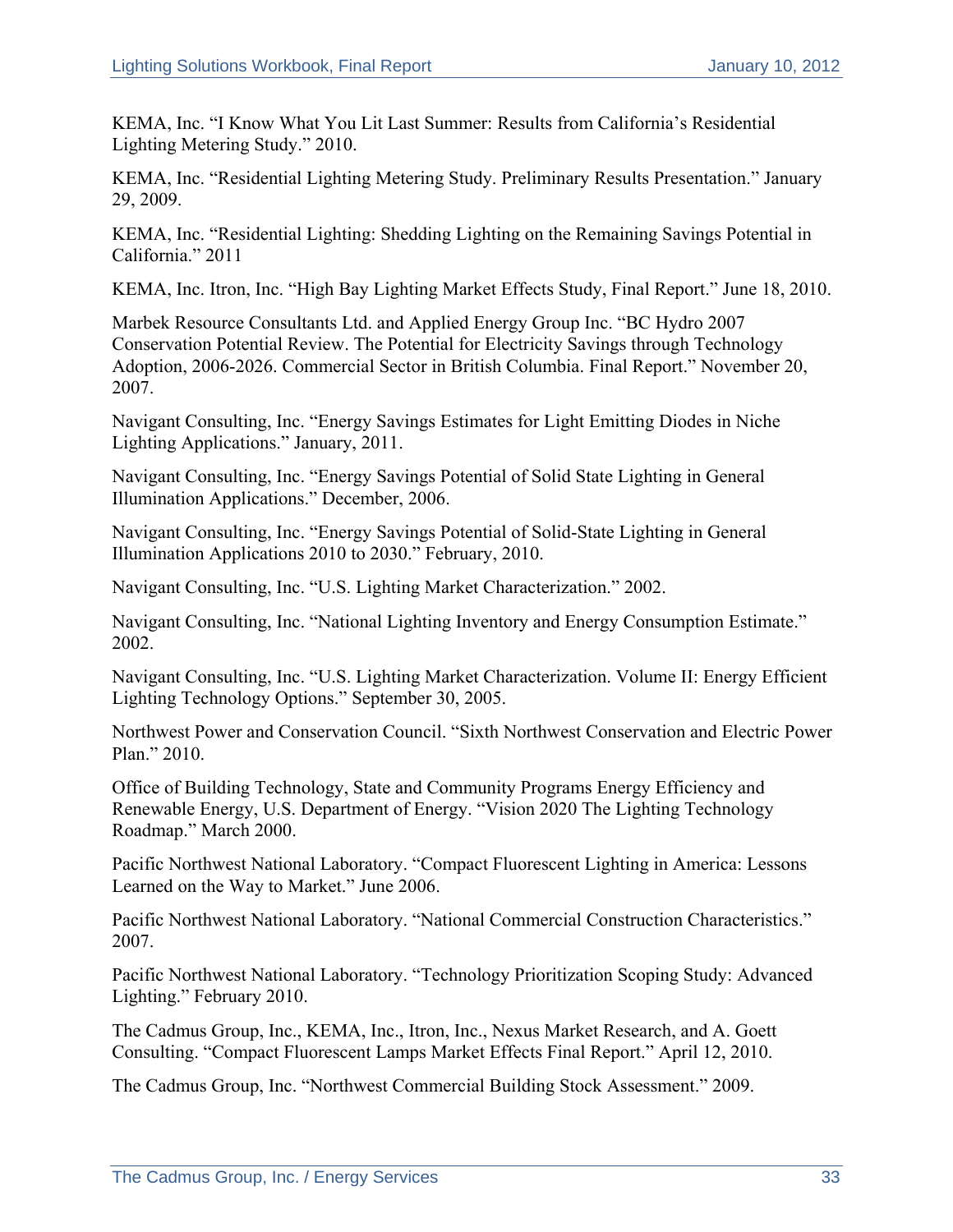KEMA, Inc. "I Know What You Lit Last Summer: Results from California's Residential Lighting Metering Study." 2010.

KEMA, Inc. "Residential Lighting Metering Study. Preliminary Results Presentation." January 29, 2009.

KEMA, Inc. "Residential Lighting: Shedding Lighting on the Remaining Savings Potential in California." 2011

KEMA, Inc. Itron, Inc. "High Bay Lighting Market Effects Study, Final Report." June 18, 2010.

Marbek Resource Consultants Ltd. and Applied Energy Group Inc. "BC Hydro 2007 Conservation Potential Review. The Potential for Electricity Savings through Technology Adoption, 2006-2026. Commercial Sector in British Columbia. Final Report." November 20, 2007.

Navigant Consulting, Inc. "Energy Savings Estimates for Light Emitting Diodes in Niche Lighting Applications." January, 2011.

Navigant Consulting, Inc. "Energy Savings Potential of Solid State Lighting in General Illumination Applications." December, 2006.

Navigant Consulting, Inc. "Energy Savings Potential of Solid-State Lighting in General Illumination Applications 2010 to 2030." February, 2010.

Navigant Consulting, Inc. "U.S. Lighting Market Characterization." 2002.

Navigant Consulting, Inc. "National Lighting Inventory and Energy Consumption Estimate." 2002.

Navigant Consulting, Inc. "U.S. Lighting Market Characterization. Volume II: Energy Efficient Lighting Technology Options." September 30, 2005.

Northwest Power and Conservation Council. "Sixth Northwest Conservation and Electric Power Plan." 2010.

Office of Building Technology, State and Community Programs Energy Efficiency and Renewable Energy, U.S. Department of Energy. "Vision 2020 The Lighting Technology Roadmap." March 2000.

Pacific Northwest National Laboratory. "Compact Fluorescent Lighting in America: Lessons Learned on the Way to Market." June 2006.

Pacific Northwest National Laboratory. "National Commercial Construction Characteristics." 2007.

Pacific Northwest National Laboratory. "Technology Prioritization Scoping Study: Advanced Lighting." February 2010.

The Cadmus Group, Inc., KEMA, Inc., Itron, Inc., Nexus Market Research, and A. Goett Consulting. "Compact Fluorescent Lamps Market Effects Final Report." April 12, 2010.

The Cadmus Group, Inc. "Northwest Commercial Building Stock Assessment." 2009.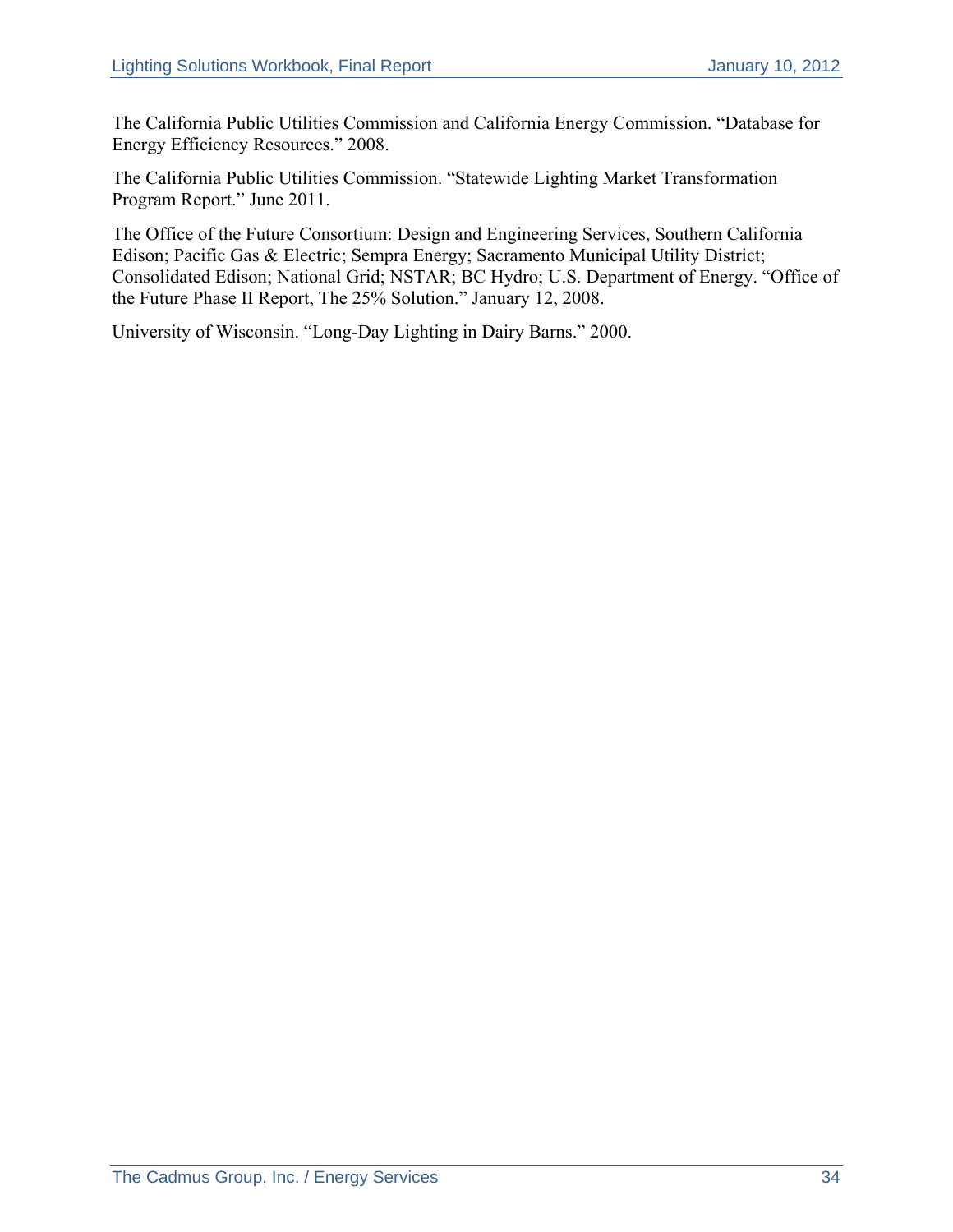The California Public Utilities Commission and California Energy Commission. “Database for Energy Efficiency Resources.” 2008.

The California Public Utilities Commission. “Statewide Lighting Market Transformation Program Report.” June 2011.

The Office of the Future Consortium: Design and Engineering Services, Southern California Edison; Pacific Gas & Electric; Sempra Energy; Sacramento Municipal Utility District; Consolidated Edison; National Grid; NSTAR; BC Hydro; U.S. Department of Energy. “Office of the Future Phase II Report, The 25% Solution.” January 12, 2008.

University of Wisconsin. “Long-Day Lighting in Dairy Barns.” 2000.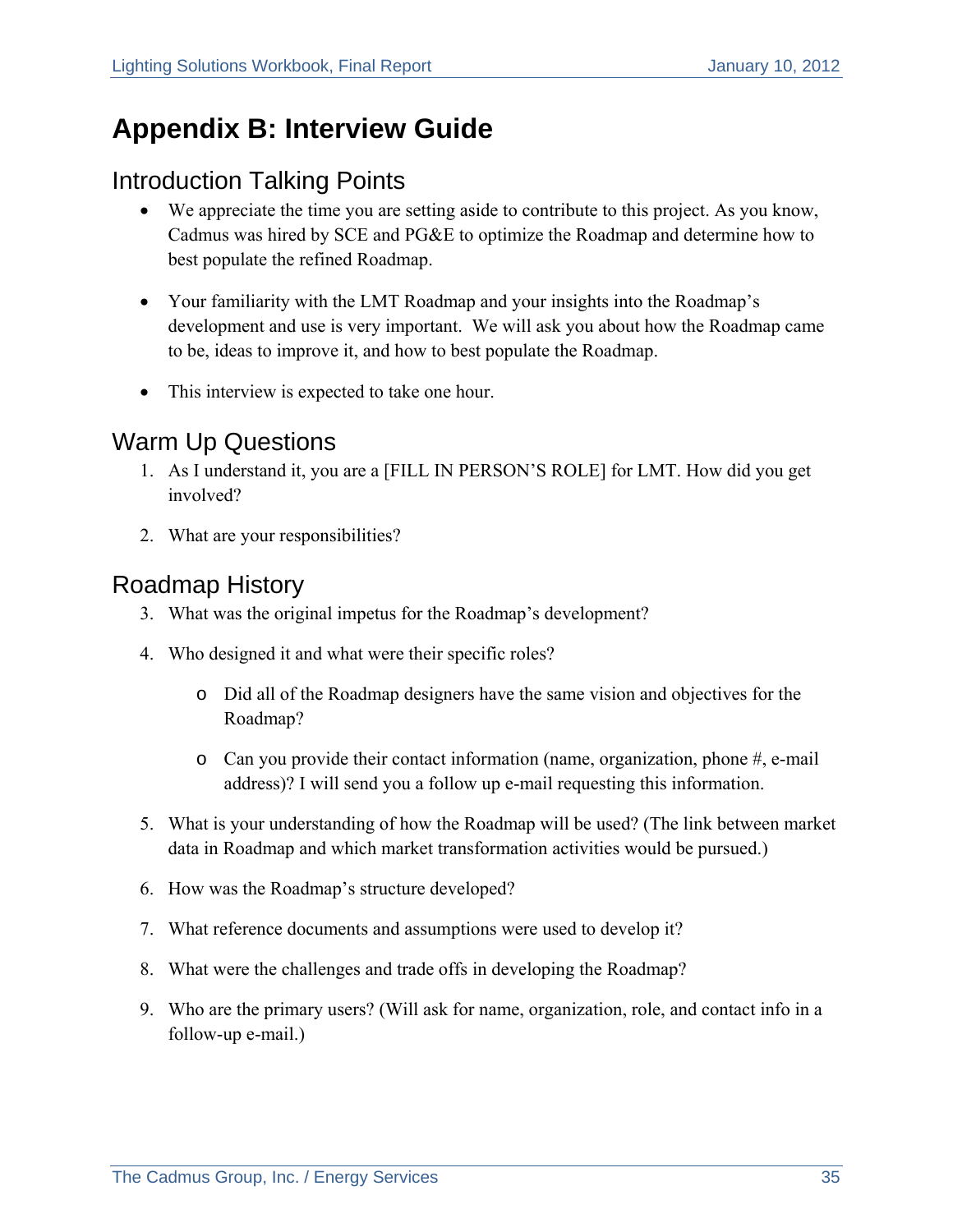# Appendix B: Interview Guide

## Introduction Talking Points

- We appreciate the time you are setting aside to contribute to this project. As you know, Cadmus was hired by SCE and PG&E to optimize the Roadmap and determine how to best populate the refined Roadmap.
- Your familiarity with the LMT Roadmap and your insights into the Roadmap's development and use is very important. We will ask you about how the Roadmap came to be, ideas to improve it, and how to best populate the Roadmap.
- This interview is expected to take one hour.

## Warm Up Questions

1. As I understand it, you are a [FILL IN PERSON'S ROLE] for LMT. How did you get involved?
2. What are your responsibilities?

## Roadmap History

3. What was the original impetus for the Roadmap's development?
4. Who designed it and what were their specific roles?
    - Did all of the Roadmap designers have the same vision and objectives for the Roadmap?
    - Can you provide their contact information (name, organization, phone #, e-mail address)? I will send you a follow up e-mail requesting this information.
5. What is your understanding of how the Roadmap will be used? (The link between market data in Roadmap and which market transformation activities would be pursued.)
6. How was the Roadmap's structure developed?
7. What reference documents and assumptions were used to develop it?
8. What were the challenges and trade offs in developing the Roadmap?
9. Who are the primary users? (Will ask for name, organization, role, and contact info in a follow-up e-mail.)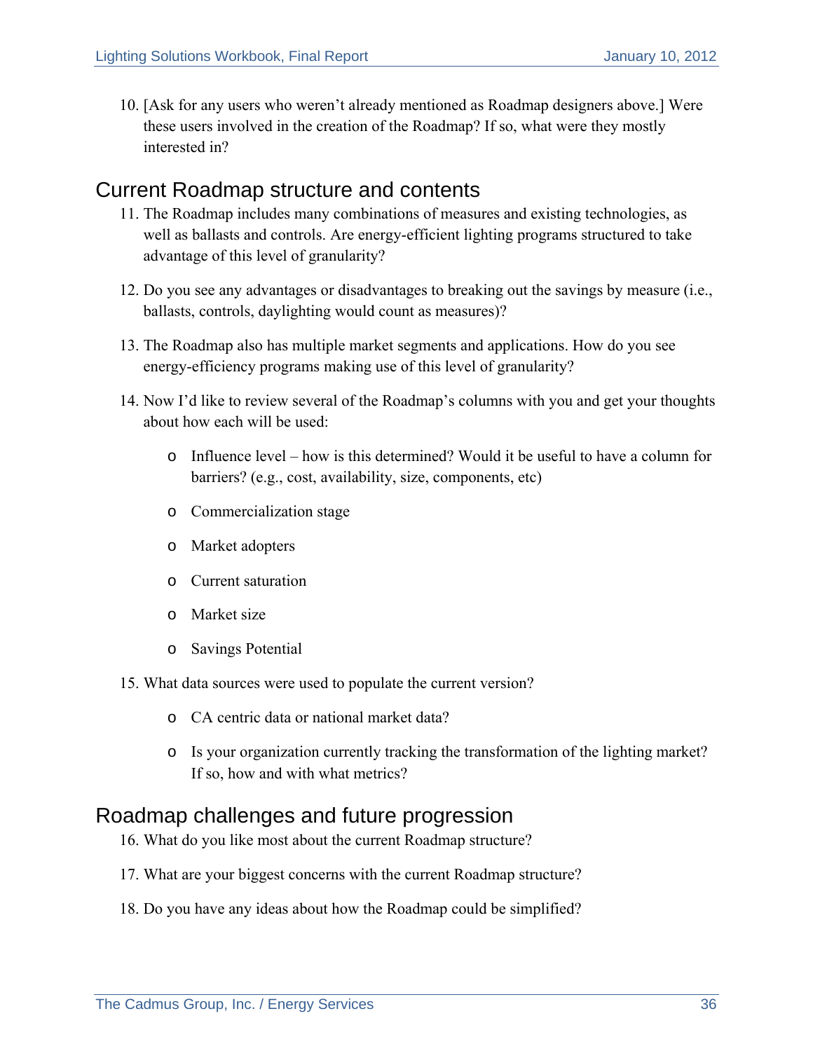10. [Ask for any users who weren't already mentioned as Roadmap designers above.] Were these users involved in the creation of the Roadmap? If so, what were they mostly interested in?

## Current Roadmap structure and contents

11. The Roadmap includes many combinations of measures and existing technologies, as well as ballasts and controls. Are energy-efficient lighting programs structured to take advantage of this level of granularity?

12. Do you see any advantages or disadvantages to breaking out the savings by measure (i.e., ballasts, controls, daylighting would count as measures)?

13. The Roadmap also has multiple market segments and applications. How do you see energy-efficiency programs making use of this level of granularity?

14. Now I'd like to review several of the Roadmap's columns with you and get your thoughts about how each will be used:

    - Influence level – how is this determined? Would it be useful to have a column for barriers? (e.g., cost, availability, size, components, etc)
    - Commercialization stage
    - Market adopters
    - Current saturation
    - Market size
    - Savings Potential

15. What data sources were used to populate the current version?

    - CA centric data or national market data?
    - Is your organization currently tracking the transformation of the lighting market? If so, how and with what metrics?

## Roadmap challenges and future progression

16. What do you like most about the current Roadmap structure?

17. What are your biggest concerns with the current Roadmap structure?

18. Do you have any ideas about how the Roadmap could be simplified?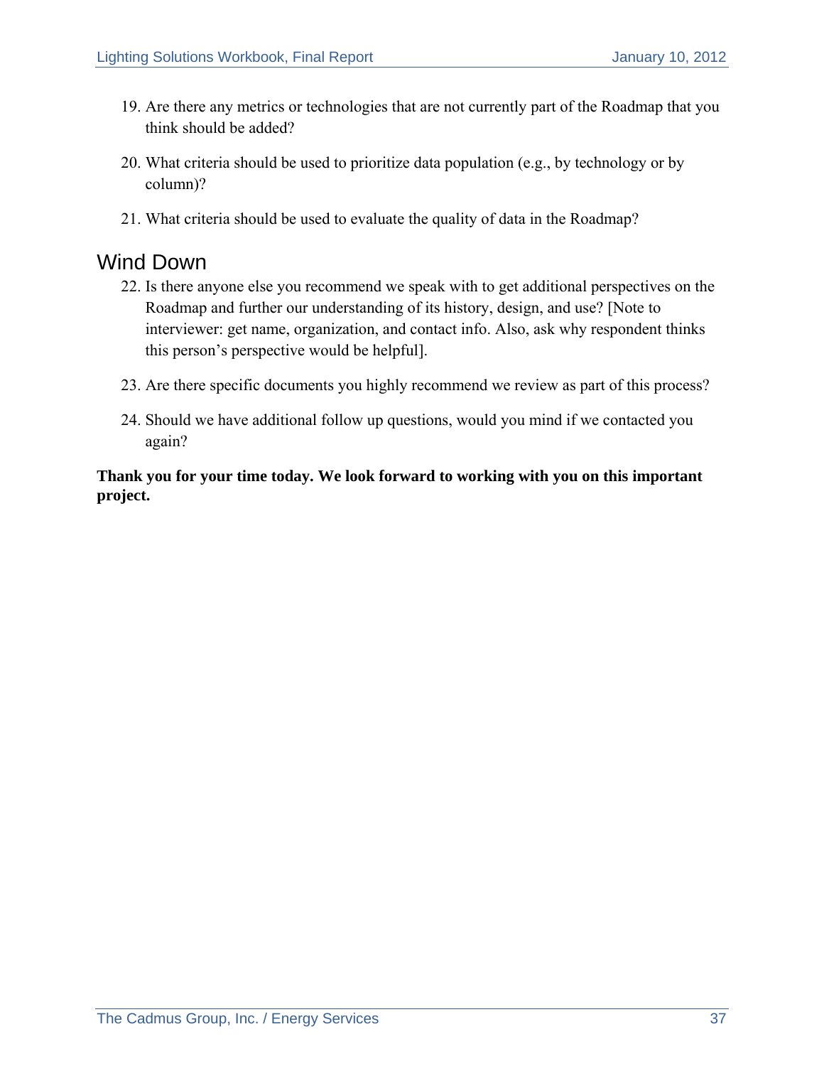19. Are there any metrics or technologies that are not currently part of the Roadmap that you think should be added?

20. What criteria should be used to prioritize data population (e.g., by technology or by column)?

21. What criteria should be used to evaluate the quality of data in the Roadmap?

## Wind Down

22. Is there anyone else you recommend we speak with to get additional perspectives on the Roadmap and further our understanding of its history, design, and use? [Note to interviewer: get name, organization, and contact info. Also, ask why respondent thinks this person's perspective would be helpful].

23. Are there specific documents you highly recommend we review as part of this process?

24. Should we have additional follow up questions, would you mind if we contacted you again?

**Thank you for your time today. We look forward to working with you on this important project.**